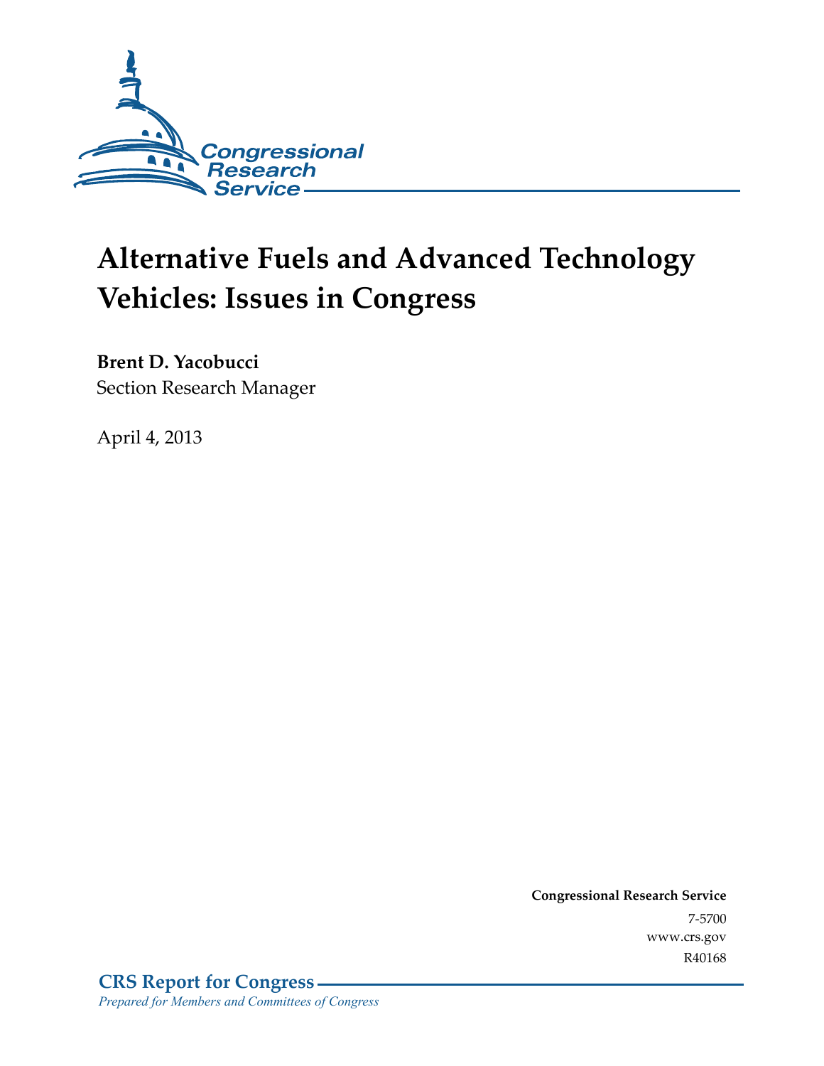Congressional Research Service

# Alternative Fuels and Advanced Technology Vehicles: Issues in Congress

**Brent D. Yacobucci**
Section Research Manager

April 4, 2013

**Congressional Research Service**
7-5700
www.crs.gov
R40168

**CRS Report for Congress**
*Prepared for Members and Committees of Congress*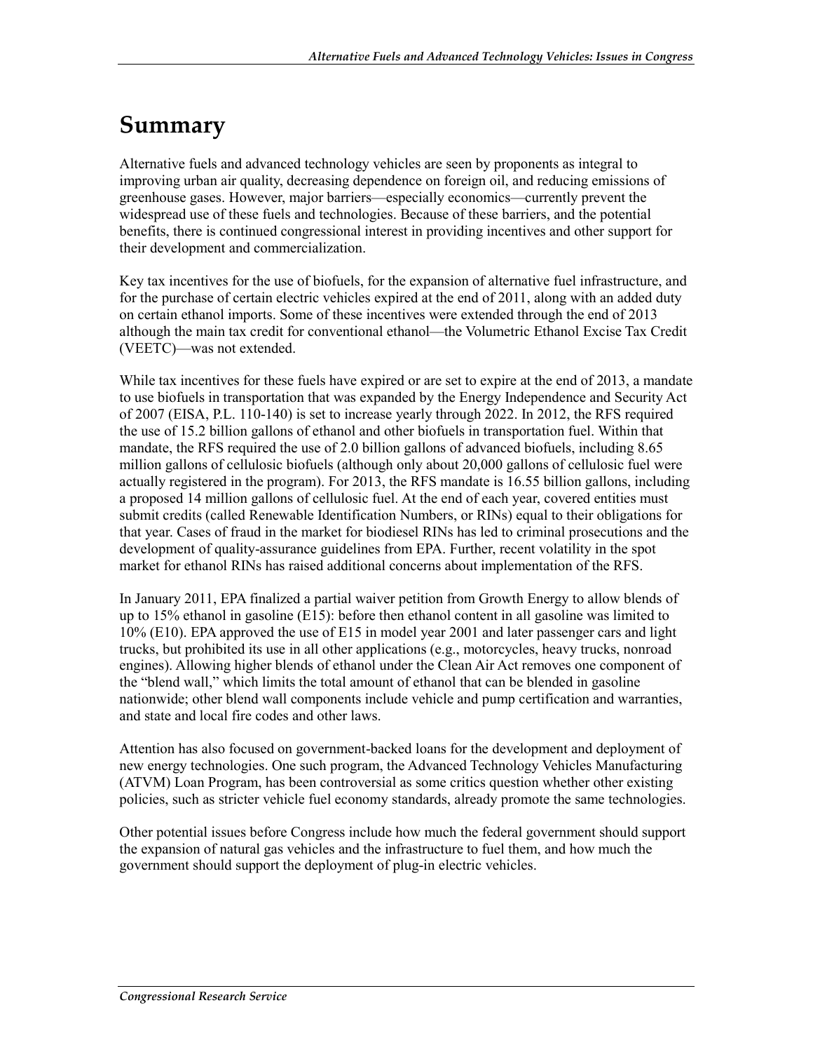# Summary

Alternative fuels and advanced technology vehicles are seen by proponents as integral to improving urban air quality, decreasing dependence on foreign oil, and reducing emissions of greenhouse gases. However, major barriers—especially economics—currently prevent the widespread use of these fuels and technologies. Because of these barriers, and the potential benefits, there is continued congressional interest in providing incentives and other support for their development and commercialization.

Key tax incentives for the use of biofuels, for the expansion of alternative fuel infrastructure, and for the purchase of certain electric vehicles expired at the end of 2011, along with an added duty on certain ethanol imports. Some of these incentives were extended through the end of 2013 although the main tax credit for conventional ethanol—the Volumetric Ethanol Excise Tax Credit (VEETC)—was not extended.

While tax incentives for these fuels have expired or are set to expire at the end of 2013, a mandate to use biofuels in transportation that was expanded by the Energy Independence and Security Act of 2007 (EISA, P.L. 110-140) is set to increase yearly through 2022. In 2012, the RFS required the use of 15.2 billion gallons of ethanol and other biofuels in transportation fuel. Within that mandate, the RFS required the use of 2.0 billion gallons of advanced biofuels, including 8.65 million gallons of cellulosic biofuels (although only about 20,000 gallons of cellulosic fuel were actually registered in the program). For 2013, the RFS mandate is 16.55 billion gallons, including a proposed 14 million gallons of cellulosic fuel. At the end of each year, covered entities must submit credits (called Renewable Identification Numbers, or RINs) equal to their obligations for that year. Cases of fraud in the market for biodiesel RINs has led to criminal prosecutions and the development of quality-assurance guidelines from EPA. Further, recent volatility in the spot market for ethanol RINs has raised additional concerns about implementation of the RFS.

In January 2011, EPA finalized a partial waiver petition from Growth Energy to allow blends of up to 15% ethanol in gasoline (E15): before then ethanol content in all gasoline was limited to 10% (E10). EPA approved the use of E15 in model year 2001 and later passenger cars and light trucks, but prohibited its use in all other applications (e.g., motorcycles, heavy trucks, nonroad engines). Allowing higher blends of ethanol under the Clean Air Act removes one component of the "blend wall," which limits the total amount of ethanol that can be blended in gasoline nationwide; other blend wall components include vehicle and pump certification and warranties, and state and local fire codes and other laws.

Attention has also focused on government-backed loans for the development and deployment of new energy technologies. One such program, the Advanced Technology Vehicles Manufacturing (ATVM) Loan Program, has been controversial as some critics question whether other existing policies, such as stricter vehicle fuel economy standards, already promote the same technologies.

Other potential issues before Congress include how much the federal government should support the expansion of natural gas vehicles and the infrastructure to fuel them, and how much the government should support the deployment of plug-in electric vehicles.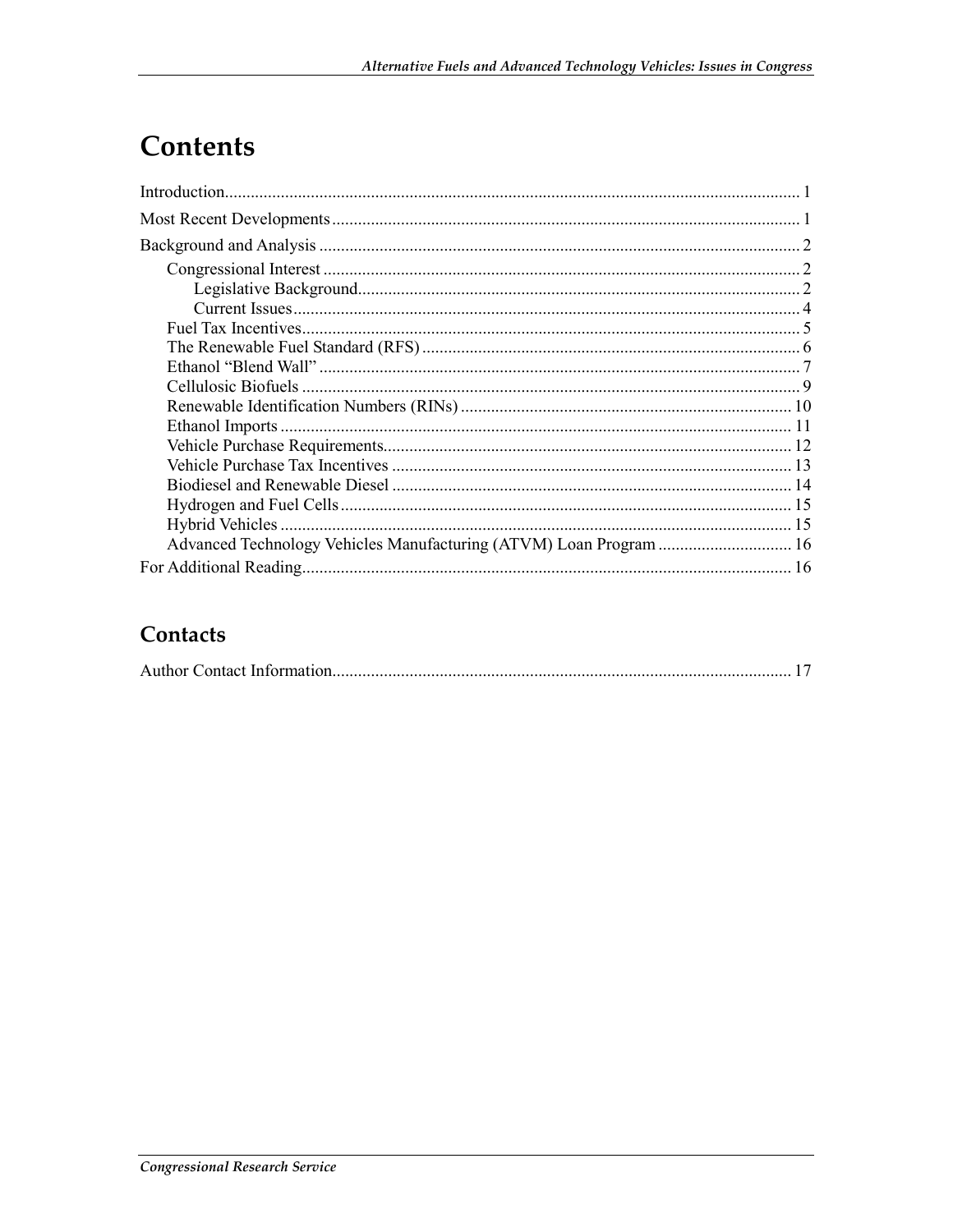# Contents

Introduction.......................................................................................................................... 1

Most Recent Developments ................................................................................................ 1

Background and Analysis .................................................................................................... 2

- Congressional Interest ................................................................................................... 2
  - Legislative Background.......................................................................................... 2
  - Current Issues......................................................................................................... 4
- Fuel Tax Incentives........................................................................................................ 5
- The Renewable Fuel Standard (RFS) ............................................................................ 6
- Ethanol "Blend Wall" .................................................................................................... 7
- Cellulosic Biofuels ........................................................................................................ 9
- Renewable Identification Numbers (RINs) ................................................................. 10
- Ethanol Imports ........................................................................................................... 11
- Vehicle Purchase Requirements................................................................................... 12
- Vehicle Purchase Tax Incentives ................................................................................. 13
- Biodiesel and Renewable Diesel ................................................................................. 14
- Hydrogen and Fuel Cells ............................................................................................. 15
- Hybrid Vehicles ........................................................................................................... 15
- Advanced Technology Vehicles Manufacturing (ATVM) Loan Program ................... 16

For Additional Reading...................................................................................................... 16

## Contacts

Author Contact Information............................................................................................... 17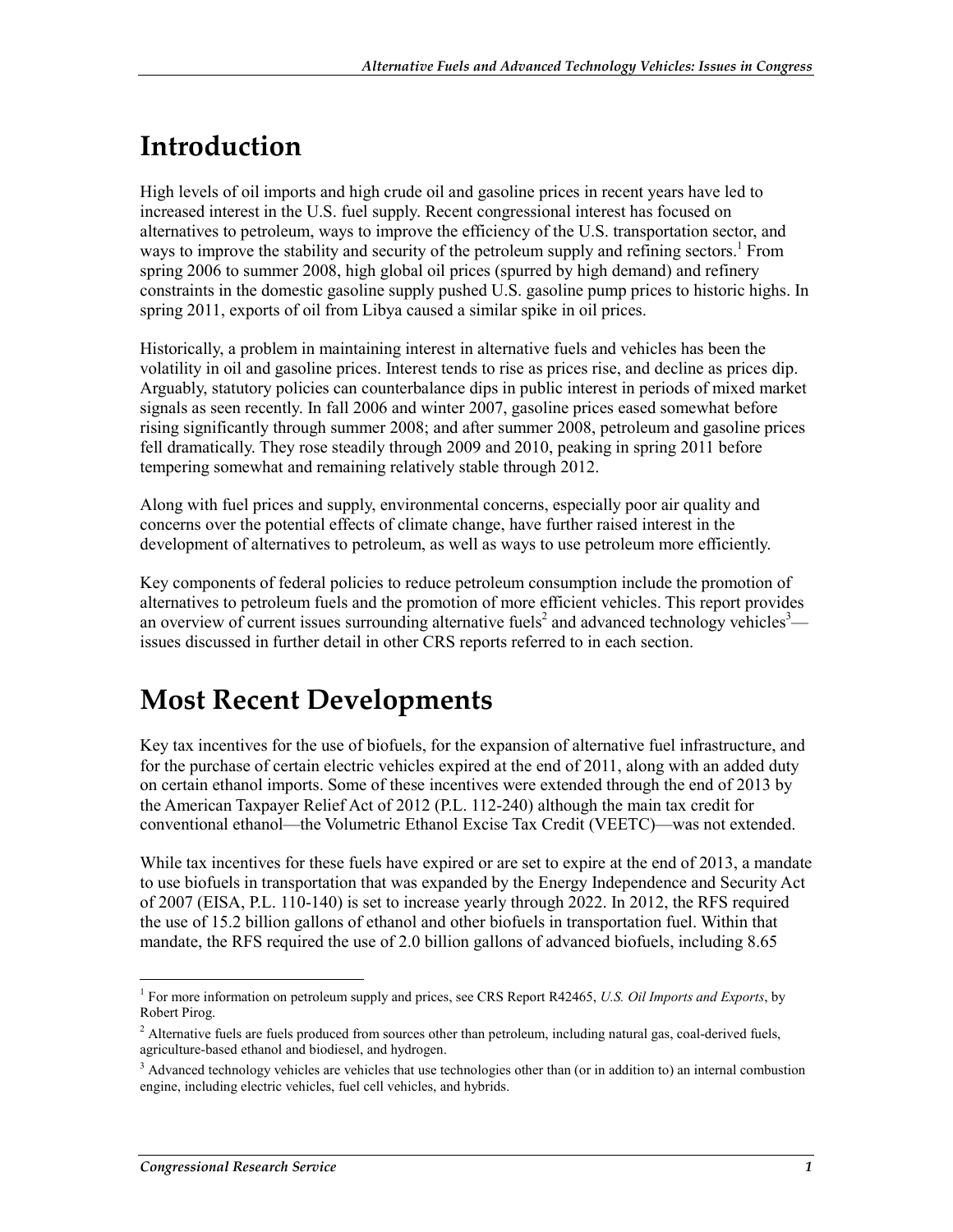# Introduction

High levels of oil imports and high crude oil and gasoline prices in recent years have led to increased interest in the U.S. fuel supply. Recent congressional interest has focused on alternatives to petroleum, ways to improve the efficiency of the U.S. transportation sector, and ways to improve the stability and security of the petroleum supply and refining sectors.[1] From spring 2006 to summer 2008, high global oil prices (spurred by high demand) and refinery constraints in the domestic gasoline supply pushed U.S. gasoline pump prices to historic highs. In spring 2011, exports of oil from Libya caused a similar spike in oil prices.

Historically, a problem in maintaining interest in alternative fuels and vehicles has been the volatility in oil and gasoline prices. Interest tends to rise as prices rise, and decline as prices dip. Arguably, statutory policies can counterbalance dips in public interest in periods of mixed market signals as seen recently. In fall 2006 and winter 2007, gasoline prices eased somewhat before rising significantly through summer 2008; and after summer 2008, petroleum and gasoline prices fell dramatically. They rose steadily through 2009 and 2010, peaking in spring 2011 before tempering somewhat and remaining relatively stable through 2012.

Along with fuel prices and supply, environmental concerns, especially poor air quality and concerns over the potential effects of climate change, have further raised interest in the development of alternatives to petroleum, as well as ways to use petroleum more efficiently.

Key components of federal policies to reduce petroleum consumption include the promotion of alternatives to petroleum fuels and the promotion of more efficient vehicles. This report provides an overview of current issues surrounding alternative fuels[2] and advanced technology vehicles[3]—issues discussed in further detail in other CRS reports referred to in each section.

# Most Recent Developments

Key tax incentives for the use of biofuels, for the expansion of alternative fuel infrastructure, and for the purchase of certain electric vehicles expired at the end of 2011, along with an added duty on certain ethanol imports. Some of these incentives were extended through the end of 2013 by the American Taxpayer Relief Act of 2012 (P.L. 112-240) although the main tax credit for conventional ethanol—the Volumetric Ethanol Excise Tax Credit (VEETC)—was not extended.

While tax incentives for these fuels have expired or are set to expire at the end of 2013, a mandate to use biofuels in transportation that was expanded by the Energy Independence and Security Act of 2007 (EISA, P.L. 110-140) is set to increase yearly through 2022. In 2012, the RFS required the use of 15.2 billion gallons of ethanol and other biofuels in transportation fuel. Within that mandate, the RFS required the use of 2.0 billion gallons of advanced biofuels, including 8.65

---

[1] For more information on petroleum supply and prices, see CRS Report R42465, *U.S. Oil Imports and Exports*, by Robert Pirog.

[2] Alternative fuels are fuels produced from sources other than petroleum, including natural gas, coal-derived fuels, agriculture-based ethanol and biodiesel, and hydrogen.

[3] Advanced technology vehicles are vehicles that use technologies other than (or in addition to) an internal combustion engine, including electric vehicles, fuel cell vehicles, and hybrids.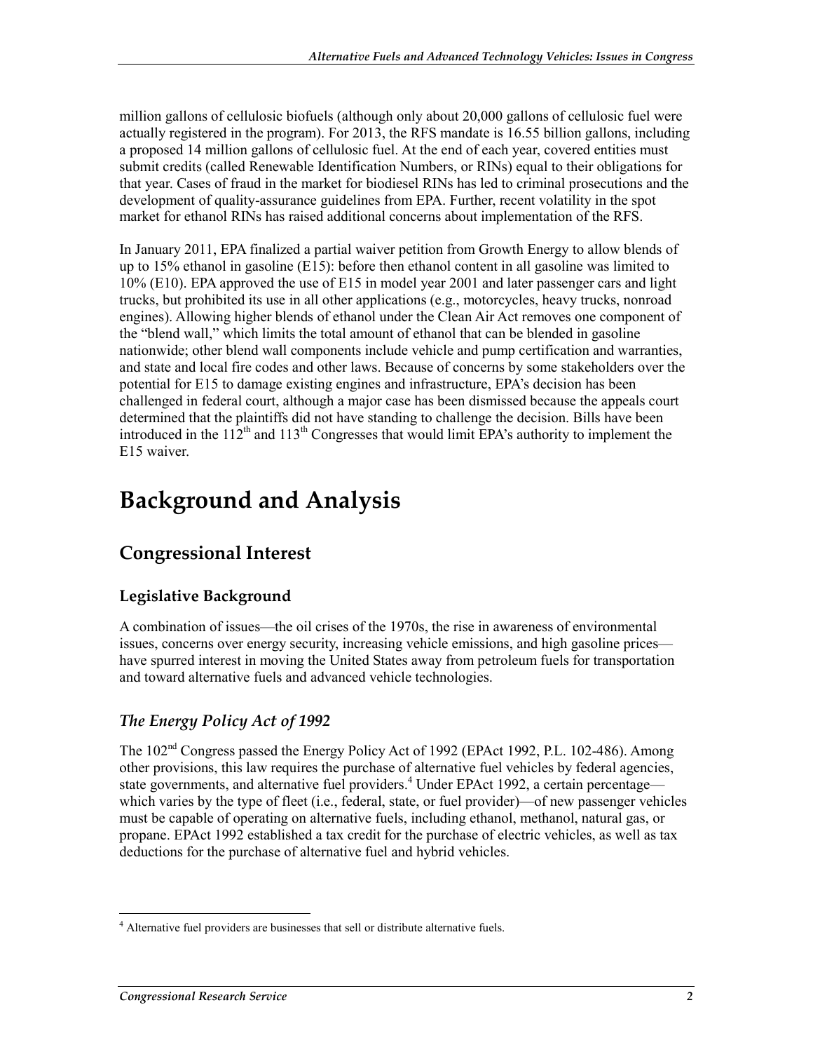million gallons of cellulosic biofuels (although only about 20,000 gallons of cellulosic fuel were actually registered in the program). For 2013, the RFS mandate is 16.55 billion gallons, including a proposed 14 million gallons of cellulosic fuel. At the end of each year, covered entities must submit credits (called Renewable Identification Numbers, or RINs) equal to their obligations for that year. Cases of fraud in the market for biodiesel RINs has led to criminal prosecutions and the development of quality-assurance guidelines from EPA. Further, recent volatility in the spot market for ethanol RINs has raised additional concerns about implementation of the RFS.

In January 2011, EPA finalized a partial waiver petition from Growth Energy to allow blends of up to 15% ethanol in gasoline (E15): before then ethanol content in all gasoline was limited to 10% (E10). EPA approved the use of E15 in model year 2001 and later passenger cars and light trucks, but prohibited its use in all other applications (e.g., motorcycles, heavy trucks, nonroad engines). Allowing higher blends of ethanol under the Clean Air Act removes one component of the "blend wall," which limits the total amount of ethanol that can be blended in gasoline nationwide; other blend wall components include vehicle and pump certification and warranties, and state and local fire codes and other laws. Because of concerns by some stakeholders over the potential for E15 to damage existing engines and infrastructure, EPA's decision has been challenged in federal court, although a major case has been dismissed because the appeals court determined that the plaintiffs did not have standing to challenge the decision. Bills have been introduced in the 112th and 113th Congresses that would limit EPA's authority to implement the E15 waiver.

# Background and Analysis

## Congressional Interest

### Legislative Background

A combination of issues—the oil crises of the 1970s, the rise in awareness of environmental issues, concerns over energy security, increasing vehicle emissions, and high gasoline prices—have spurred interest in moving the United States away from petroleum fuels for transportation and toward alternative fuels and advanced vehicle technologies.

#### *The Energy Policy Act of 1992*

The 102nd Congress passed the Energy Policy Act of 1992 (EPAct 1992, P.L. 102-486). Among other provisions, this law requires the purchase of alternative fuel vehicles by federal agencies, state governments, and alternative fuel providers.[4] Under EPAct 1992, a certain percentage—which varies by the type of fleet (i.e., federal, state, or fuel provider)—of new passenger vehicles must be capable of operating on alternative fuels, including ethanol, methanol, natural gas, or propane. EPAct 1992 established a tax credit for the purchase of electric vehicles, as well as tax deductions for the purchase of alternative fuel and hybrid vehicles.

[4] Alternative fuel providers are businesses that sell or distribute alternative fuels.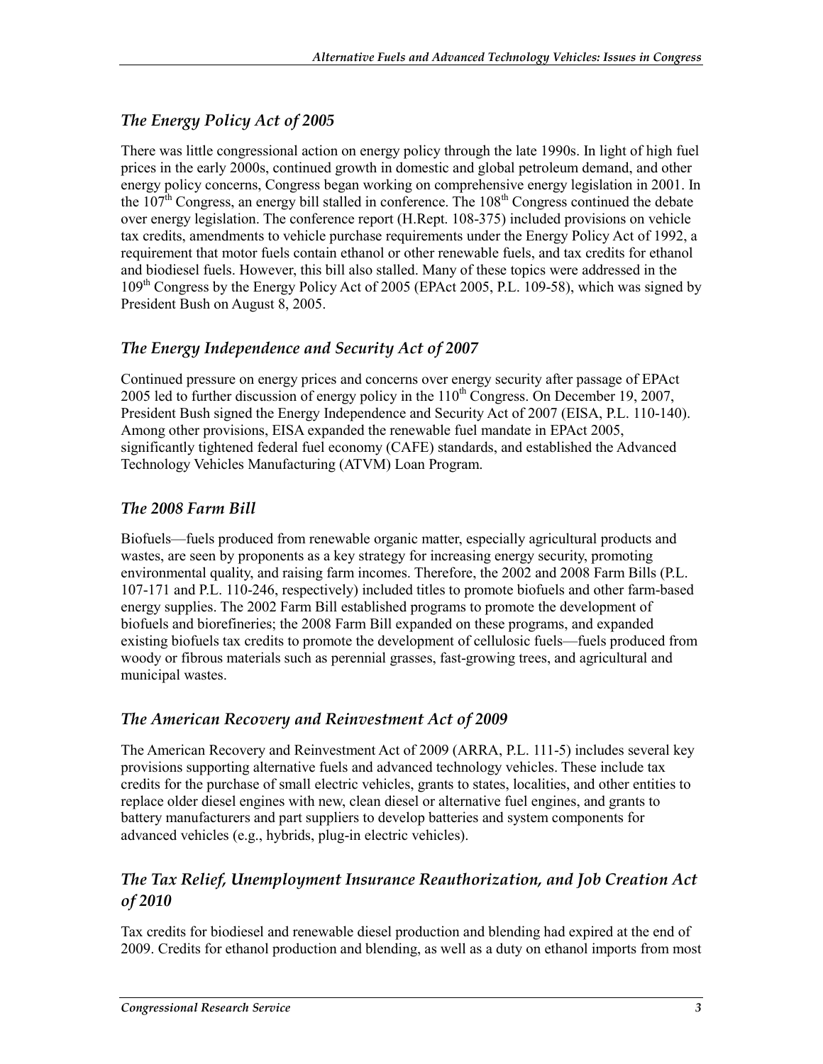### *The Energy Policy Act of 2005*

There was little congressional action on energy policy through the late 1990s. In light of high fuel prices in the early 2000s, continued growth in domestic and global petroleum demand, and other energy policy concerns, Congress began working on comprehensive energy legislation in 2001. In the 107th Congress, an energy bill stalled in conference. The 108th Congress continued the debate over energy legislation. The conference report (H.Rept. 108-375) included provisions on vehicle tax credits, amendments to vehicle purchase requirements under the Energy Policy Act of 1992, a requirement that motor fuels contain ethanol or other renewable fuels, and tax credits for ethanol and biodiesel fuels. However, this bill also stalled. Many of these topics were addressed in the 109th Congress by the Energy Policy Act of 2005 (EPAct 2005, P.L. 109-58), which was signed by President Bush on August 8, 2005.

### *The Energy Independence and Security Act of 2007*

Continued pressure on energy prices and concerns over energy security after passage of EPAct 2005 led to further discussion of energy policy in the 110th Congress. On December 19, 2007, President Bush signed the Energy Independence and Security Act of 2007 (EISA, P.L. 110-140). Among other provisions, EISA expanded the renewable fuel mandate in EPAct 2005, significantly tightened federal fuel economy (CAFE) standards, and established the Advanced Technology Vehicles Manufacturing (ATVM) Loan Program.

### *The 2008 Farm Bill*

Biofuels—fuels produced from renewable organic matter, especially agricultural products and wastes, are seen by proponents as a key strategy for increasing energy security, promoting environmental quality, and raising farm incomes. Therefore, the 2002 and 2008 Farm Bills (P.L. 107-171 and P.L. 110-246, respectively) included titles to promote biofuels and other farm-based energy supplies. The 2002 Farm Bill established programs to promote the development of biofuels and biorefineries; the 2008 Farm Bill expanded on these programs, and expanded existing biofuels tax credits to promote the development of cellulosic fuels—fuels produced from woody or fibrous materials such as perennial grasses, fast-growing trees, and agricultural and municipal wastes.

### *The American Recovery and Reinvestment Act of 2009*

The American Recovery and Reinvestment Act of 2009 (ARRA, P.L. 111-5) includes several key provisions supporting alternative fuels and advanced technology vehicles. These include tax credits for the purchase of small electric vehicles, grants to states, localities, and other entities to replace older diesel engines with new, clean diesel or alternative fuel engines, and grants to battery manufacturers and part suppliers to develop batteries and system components for advanced vehicles (e.g., hybrids, plug-in electric vehicles).

### *The Tax Relief, Unemployment Insurance Reauthorization, and Job Creation Act of 2010*

Tax credits for biodiesel and renewable diesel production and blending had expired at the end of 2009. Credits for ethanol production and blending, as well as a duty on ethanol imports from most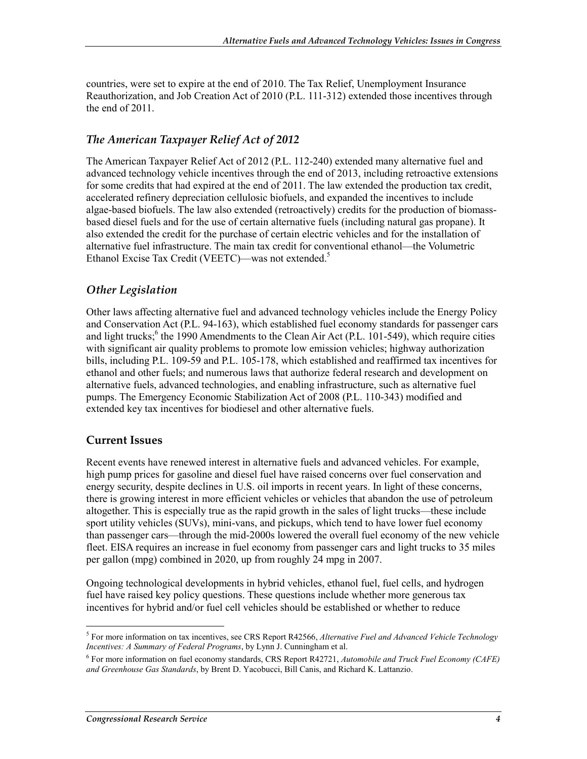countries, were set to expire at the end of 2010. The Tax Relief, Unemployment Insurance Reauthorization, and Job Creation Act of 2010 (P.L. 111-312) extended those incentives through the end of 2011.

### *The American Taxpayer Relief Act of 2012*

The American Taxpayer Relief Act of 2012 (P.L. 112-240) extended many alternative fuel and advanced technology vehicle incentives through the end of 2013, including retroactive extensions for some credits that had expired at the end of 2011. The law extended the production tax credit, accelerated refinery depreciation cellulosic biofuels, and expanded the incentives to include algae-based biofuels. The law also extended (retroactively) credits for the production of biomass-based diesel fuels and for the use of certain alternative fuels (including natural gas propane). It also extended the credit for the purchase of certain electric vehicles and for the installation of alternative fuel infrastructure. The main tax credit for conventional ethanol—the Volumetric Ethanol Excise Tax Credit (VEETC)—was not extended.[5]

### *Other Legislation*

Other laws affecting alternative fuel and advanced technology vehicles include the Energy Policy and Conservation Act (P.L. 94-163), which established fuel economy standards for passenger cars and light trucks;[6] the 1990 Amendments to the Clean Air Act (P.L. 101-549), which require cities with significant air quality problems to promote low emission vehicles; highway authorization bills, including P.L. 109-59 and P.L. 105-178, which established and reaffirmed tax incentives for ethanol and other fuels; and numerous laws that authorize federal research and development on alternative fuels, advanced technologies, and enabling infrastructure, such as alternative fuel pumps. The Emergency Economic Stabilization Act of 2008 (P.L. 110-343) modified and extended key tax incentives for biodiesel and other alternative fuels.

## Current Issues

Recent events have renewed interest in alternative fuels and advanced vehicles. For example, high pump prices for gasoline and diesel fuel have raised concerns over fuel conservation and energy security, despite declines in U.S. oil imports in recent years. In light of these concerns, there is growing interest in more efficient vehicles or vehicles that abandon the use of petroleum altogether. This is especially true as the rapid growth in the sales of light trucks—these include sport utility vehicles (SUVs), mini-vans, and pickups, which tend to have lower fuel economy than passenger cars—through the mid-2000s lowered the overall fuel economy of the new vehicle fleet. EISA requires an increase in fuel economy from passenger cars and light trucks to 35 miles per gallon (mpg) combined in 2020, up from roughly 24 mpg in 2007.

Ongoing technological developments in hybrid vehicles, ethanol fuel, fuel cells, and hydrogen fuel have raised key policy questions. These questions include whether more generous tax incentives for hybrid and/or fuel cell vehicles should be established or whether to reduce

---

[5] For more information on tax incentives, see CRS Report R42566, *Alternative Fuel and Advanced Vehicle Technology Incentives: A Summary of Federal Programs*, by Lynn J. Cunningham et al.

[6] For more information on fuel economy standards, CRS Report R42721, *Automobile and Truck Fuel Economy (CAFE) and Greenhouse Gas Standards*, by Brent D. Yacobucci, Bill Canis, and Richard K. Lattanzio.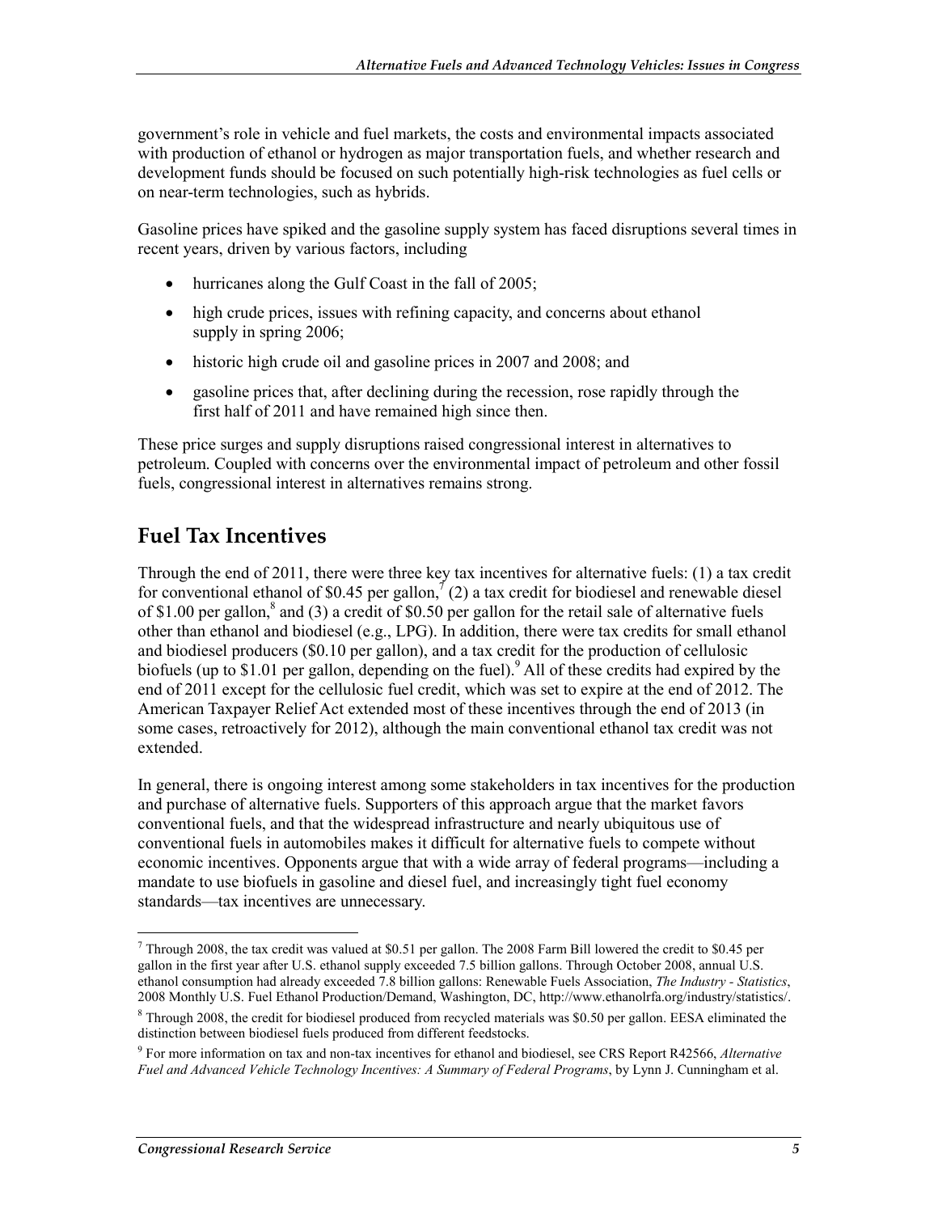government's role in vehicle and fuel markets, the costs and environmental impacts associated with production of ethanol or hydrogen as major transportation fuels, and whether research and development funds should be focused on such potentially high-risk technologies as fuel cells or on near-term technologies, such as hybrids.

Gasoline prices have spiked and the gasoline supply system has faced disruptions several times in recent years, driven by various factors, including

- hurricanes along the Gulf Coast in the fall of 2005;
- high crude prices, issues with refining capacity, and concerns about ethanol supply in spring 2006;
- historic high crude oil and gasoline prices in 2007 and 2008; and
- gasoline prices that, after declining during the recession, rose rapidly through the first half of 2011 and have remained high since then.

These price surges and supply disruptions raised congressional interest in alternatives to petroleum. Coupled with concerns over the environmental impact of petroleum and other fossil fuels, congressional interest in alternatives remains strong.

## Fuel Tax Incentives

Through the end of 2011, there were three key tax incentives for alternative fuels: (1) a tax credit for conventional ethanol of $0.45 per gallon,[7] (2) a tax credit for biodiesel and renewable diesel of $1.00 per gallon,[8] and (3) a credit of $0.50 per gallon for the retail sale of alternative fuels other than ethanol and biodiesel (e.g., LPG). In addition, there were tax credits for small ethanol and biodiesel producers ($0.10 per gallon), and a tax credit for the production of cellulosic biofuels (up to $1.01 per gallon, depending on the fuel).[9] All of these credits had expired by the end of 2011 except for the cellulosic fuel credit, which was set to expire at the end of 2012. The American Taxpayer Relief Act extended most of these incentives through the end of 2013 (in some cases, retroactively for 2012), although the main conventional ethanol tax credit was not extended.

In general, there is ongoing interest among some stakeholders in tax incentives for the production and purchase of alternative fuels. Supporters of this approach argue that the market favors conventional fuels, and that the widespread infrastructure and nearly ubiquitous use of conventional fuels in automobiles makes it difficult for alternative fuels to compete without economic incentives. Opponents argue that with a wide array of federal programs—including a mandate to use biofuels in gasoline and diesel fuel, and increasingly tight fuel economy standards—tax incentives are unnecessary.

---

[7] Through 2008, the tax credit was valued at $0.51 per gallon. The 2008 Farm Bill lowered the credit to $0.45 per gallon in the first year after U.S. ethanol supply exceeded 7.5 billion gallons. Through October 2008, annual U.S. ethanol consumption had already exceeded 7.8 billion gallons: Renewable Fuels Association, *The Industry - Statistics*, 2008 Monthly U.S. Fuel Ethanol Production/Demand, Washington, DC, http://www.ethanolrfa.org/industry/statistics/.

[8] Through 2008, the credit for biodiesel produced from recycled materials was $0.50 per gallon. EESA eliminated the distinction between biodiesel fuels produced from different feedstocks.

[9] For more information on tax and non-tax incentives for ethanol and biodiesel, see CRS Report R42566, *Alternative Fuel and Advanced Vehicle Technology Incentives: A Summary of Federal Programs*, by Lynn J. Cunningham et al.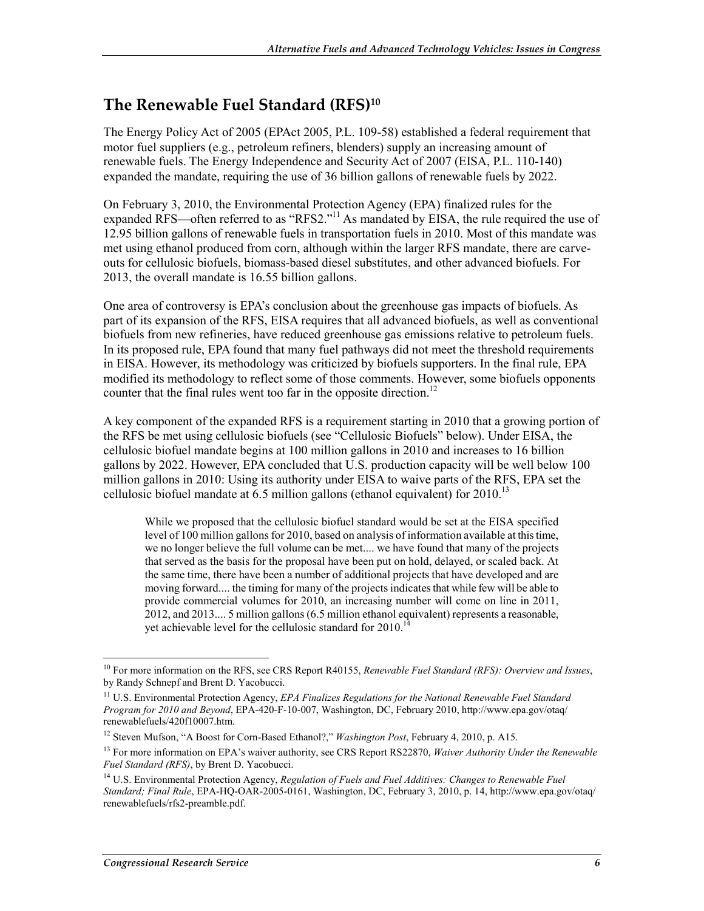## The Renewable Fuel Standard (RFS)[10]

The Energy Policy Act of 2005 (EPAct 2005, P.L. 109-58) established a federal requirement that motor fuel suppliers (e.g., petroleum refiners, blenders) supply an increasing amount of renewable fuels. The Energy Independence and Security Act of 2007 (EISA, P.L. 110-140) expanded the mandate, requiring the use of 36 billion gallons of renewable fuels by 2022.

On February 3, 2010, the Environmental Protection Agency (EPA) finalized rules for the expanded RFS—often referred to as "RFS2."[11] As mandated by EISA, the rule required the use of 12.95 billion gallons of renewable fuels in transportation fuels in 2010. Most of this mandate was met using ethanol produced from corn, although within the larger RFS mandate, there are carve-outs for cellulosic biofuels, biomass-based diesel substitutes, and other advanced biofuels. For 2013, the overall mandate is 16.55 billion gallons.

One area of controversy is EPA's conclusion about the greenhouse gas impacts of biofuels. As part of its expansion of the RFS, EISA requires that all advanced biofuels, as well as conventional biofuels from new refineries, have reduced greenhouse gas emissions relative to petroleum fuels. In its proposed rule, EPA found that many fuel pathways did not meet the threshold requirements in EISA. However, its methodology was criticized by biofuels supporters. In the final rule, EPA modified its methodology to reflect some of those comments. However, some biofuels opponents counter that the final rules went too far in the opposite direction.[12]

A key component of the expanded RFS is a requirement starting in 2010 that a growing portion of the RFS be met using cellulosic biofuels (see "Cellulosic Biofuels" below). Under EISA, the cellulosic biofuel mandate begins at 100 million gallons in 2010 and increases to 16 billion gallons by 2022. However, EPA concluded that U.S. production capacity will be well below 100 million gallons in 2010: Using its authority under EISA to waive parts of the RFS, EPA set the cellulosic biofuel mandate at 6.5 million gallons (ethanol equivalent) for 2010.[13]

> While we proposed that the cellulosic biofuel standard would be set at the EISA specified level of 100 million gallons for 2010, based on analysis of information available at this time, we no longer believe the full volume can be met.... we have found that many of the projects that served as the basis for the proposal have been put on hold, delayed, or scaled back. At the same time, there have been a number of additional projects that have developed and are moving forward.... the timing for many of the projects indicates that while few will be able to provide commercial volumes for 2010, an increasing number will come on line in 2011, 2012, and 2013.... 5 million gallons (6.5 million ethanol equivalent) represents a reasonable, yet achievable level for the cellulosic standard for 2010.[14]

---

[10] For more information on the RFS, see CRS Report R40155, *Renewable Fuel Standard (RFS): Overview and Issues*, by Randy Schnepf and Brent D. Yacobucci.

[11] U.S. Environmental Protection Agency, *EPA Finalizes Regulations for the National Renewable Fuel Standard Program for 2010 and Beyond*, EPA-420-F-10-007, Washington, DC, February 2010, http://www.epa.gov/otaq/renewablefuels/420f10007.htm.

[12] Steven Mufson, "A Boost for Corn-Based Ethanol?," *Washington Post*, February 4, 2010, p. A15.

[13] For more information on EPA's waiver authority, see CRS Report RS22870, *Waiver Authority Under the Renewable Fuel Standard (RFS)*, by Brent D. Yacobucci.

[14] U.S. Environmental Protection Agency, *Regulation of Fuels and Fuel Additives: Changes to Renewable Fuel Standard; Final Rule*, EPA-HQ-OAR-2005-0161, Washington, DC, February 3, 2010, p. 14, http://www.epa.gov/otaq/renewablefuels/rfs2-preamble.pdf.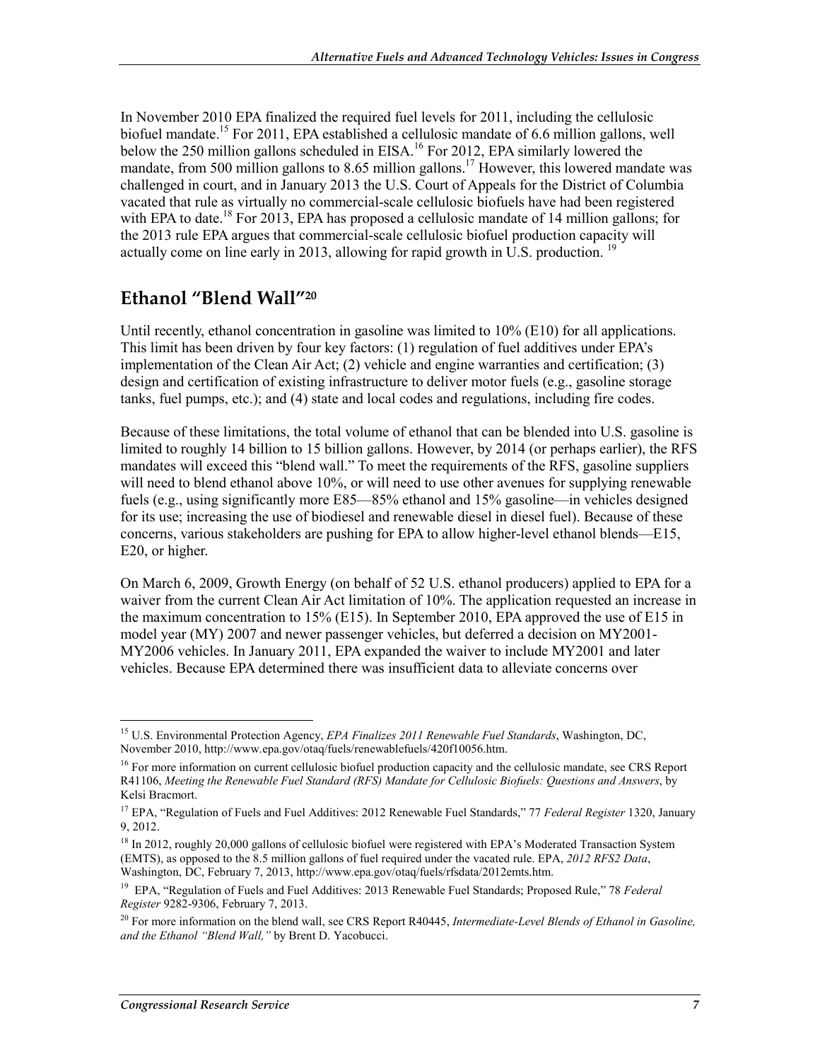In November 2010 EPA finalized the required fuel levels for 2011, including the cellulosic biofuel mandate.[15] For 2011, EPA established a cellulosic mandate of 6.6 million gallons, well below the 250 million gallons scheduled in EISA.[16] For 2012, EPA similarly lowered the mandate, from 500 million gallons to 8.65 million gallons.[17] However, this lowered mandate was challenged in court, and in January 2013 the U.S. Court of Appeals for the District of Columbia vacated that rule as virtually no commercial-scale cellulosic biofuels have had been registered with EPA to date.[18] For 2013, EPA has proposed a cellulosic mandate of 14 million gallons; for the 2013 rule EPA argues that commercial-scale cellulosic biofuel production capacity will actually come on line early in 2013, allowing for rapid growth in U.S. production.[19]

## Ethanol "Blend Wall"[20]

Until recently, ethanol concentration in gasoline was limited to 10% (E10) for all applications. This limit has been driven by four key factors: (1) regulation of fuel additives under EPA's implementation of the Clean Air Act; (2) vehicle and engine warranties and certification; (3) design and certification of existing infrastructure to deliver motor fuels (e.g., gasoline storage tanks, fuel pumps, etc.); and (4) state and local codes and regulations, including fire codes.

Because of these limitations, the total volume of ethanol that can be blended into U.S. gasoline is limited to roughly 14 billion to 15 billion gallons. However, by 2014 (or perhaps earlier), the RFS mandates will exceed this "blend wall." To meet the requirements of the RFS, gasoline suppliers will need to blend ethanol above 10%, or will need to use other avenues for supplying renewable fuels (e.g., using significantly more E85—85% ethanol and 15% gasoline—in vehicles designed for its use; increasing the use of biodiesel and renewable diesel in diesel fuel). Because of these concerns, various stakeholders are pushing for EPA to allow higher-level ethanol blends—E15, E20, or higher.

On March 6, 2009, Growth Energy (on behalf of 52 U.S. ethanol producers) applied to EPA for a waiver from the current Clean Air Act limitation of 10%. The application requested an increase in the maximum concentration to 15% (E15). In September 2010, EPA approved the use of E15 in model year (MY) 2007 and newer passenger vehicles, but deferred a decision on MY2001-MY2006 vehicles. In January 2011, EPA expanded the waiver to include MY2001 and later vehicles. Because EPA determined there was insufficient data to alleviate concerns over

---

[15] U.S. Environmental Protection Agency, *EPA Finalizes 2011 Renewable Fuel Standards*, Washington, DC, November 2010, http://www.epa.gov/otaq/fuels/renewablefuels/420f10056.htm.

[16] For more information on current cellulosic biofuel production capacity and the cellulosic mandate, see CRS Report R41106, *Meeting the Renewable Fuel Standard (RFS) Mandate for Cellulosic Biofuels: Questions and Answers*, by Kelsi Bracmort.

[17] EPA, "Regulation of Fuels and Fuel Additives: 2012 Renewable Fuel Standards," 77 *Federal Register* 1320, January 9, 2012.

[18] In 2012, roughly 20,000 gallons of cellulosic biofuel were registered with EPA's Moderated Transaction System (EMTS), as opposed to the 8.5 million gallons of fuel required under the vacated rule. EPA, *2012 RFS2 Data*, Washington, DC, February 7, 2013, http://www.epa.gov/otaq/fuels/rfsdata/2012emts.htm.

[19] EPA, "Regulation of Fuels and Fuel Additives: 2013 Renewable Fuel Standards; Proposed Rule," 78 *Federal Register* 9282-9306, February 7, 2013.

[20] For more information on the blend wall, see CRS Report R40445, *Intermediate-Level Blends of Ethanol in Gasoline, and the Ethanol "Blend Wall,"* by Brent D. Yacobucci.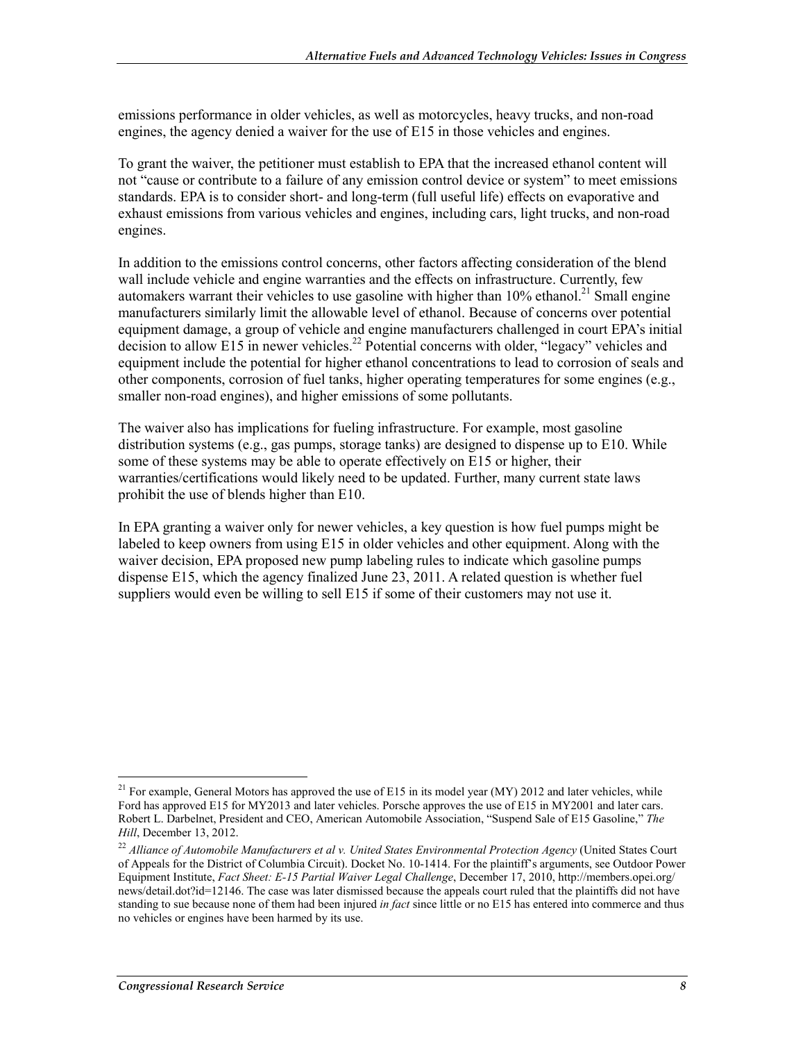emissions performance in older vehicles, as well as motorcycles, heavy trucks, and non-road engines, the agency denied a waiver for the use of E15 in those vehicles and engines.

To grant the waiver, the petitioner must establish to EPA that the increased ethanol content will not "cause or contribute to a failure of any emission control device or system" to meet emissions standards. EPA is to consider short- and long-term (full useful life) effects on evaporative and exhaust emissions from various vehicles and engines, including cars, light trucks, and non-road engines.

In addition to the emissions control concerns, other factors affecting consideration of the blend wall include vehicle and engine warranties and the effects on infrastructure. Currently, few automakers warrant their vehicles to use gasoline with higher than 10% ethanol.[21] Small engine manufacturers similarly limit the allowable level of ethanol. Because of concerns over potential equipment damage, a group of vehicle and engine manufacturers challenged in court EPA's initial decision to allow E15 in newer vehicles.[22] Potential concerns with older, "legacy" vehicles and equipment include the potential for higher ethanol concentrations to lead to corrosion of seals and other components, corrosion of fuel tanks, higher operating temperatures for some engines (e.g., smaller non-road engines), and higher emissions of some pollutants.

The waiver also has implications for fueling infrastructure. For example, most gasoline distribution systems (e.g., gas pumps, storage tanks) are designed to dispense up to E10. While some of these systems may be able to operate effectively on E15 or higher, their warranties/certifications would likely need to be updated. Further, many current state laws prohibit the use of blends higher than E10.

In EPA granting a waiver only for newer vehicles, a key question is how fuel pumps might be labeled to keep owners from using E15 in older vehicles and other equipment. Along with the waiver decision, EPA proposed new pump labeling rules to indicate which gasoline pumps dispense E15, which the agency finalized June 23, 2011. A related question is whether fuel suppliers would even be willing to sell E15 if some of their customers may not use it.

---

[21] For example, General Motors has approved the use of E15 in its model year (MY) 2012 and later vehicles, while Ford has approved E15 for MY2013 and later vehicles. Porsche approves the use of E15 in MY2001 and later cars. Robert L. Darbelnet, President and CEO, American Automobile Association, "Suspend Sale of E15 Gasoline," *The Hill*, December 13, 2012.

[22] *Alliance of Automobile Manufacturers et al v. United States Environmental Protection Agency* (United States Court of Appeals for the District of Columbia Circuit). Docket No. 10-1414. For the plaintiff's arguments, see Outdoor Power Equipment Institute, *Fact Sheet: E-15 Partial Waiver Legal Challenge*, December 17, 2010, http://members.opei.org/news/detail.dot?id=12146. The case was later dismissed because the appeals court ruled that the plaintiffs did not have standing to sue because none of them had been injured *in fact* since little or no E15 has entered into commerce and thus no vehicles or engines have been harmed by its use.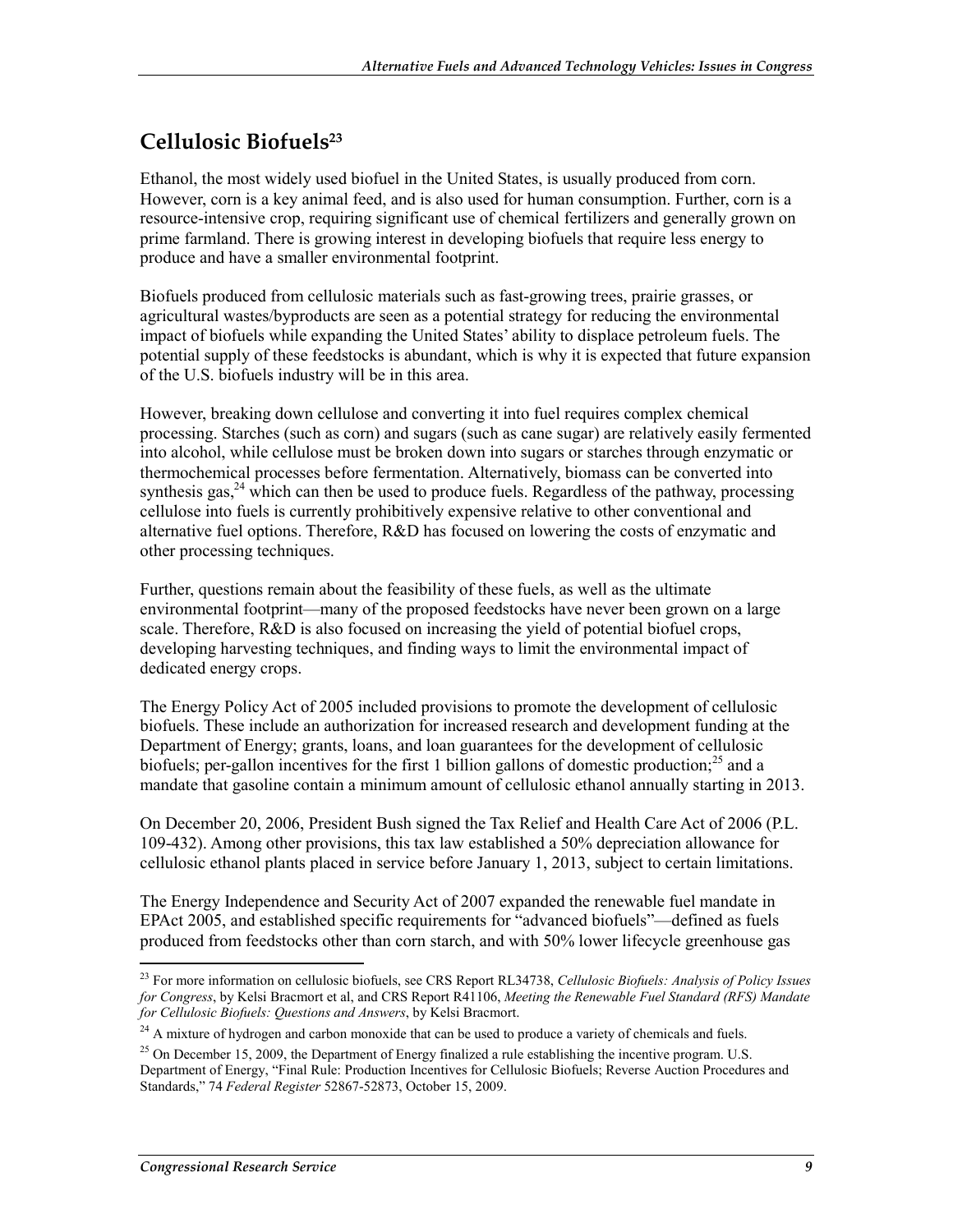## Cellulosic Biofuels[23]

Ethanol, the most widely used biofuel in the United States, is usually produced from corn. However, corn is a key animal feed, and is also used for human consumption. Further, corn is a resource-intensive crop, requiring significant use of chemical fertilizers and generally grown on prime farmland. There is growing interest in developing biofuels that require less energy to produce and have a smaller environmental footprint.

Biofuels produced from cellulosic materials such as fast-growing trees, prairie grasses, or agricultural wastes/byproducts are seen as a potential strategy for reducing the environmental impact of biofuels while expanding the United States' ability to displace petroleum fuels. The potential supply of these feedstocks is abundant, which is why it is expected that future expansion of the U.S. biofuels industry will be in this area.

However, breaking down cellulose and converting it into fuel requires complex chemical processing. Starches (such as corn) and sugars (such as cane sugar) are relatively easily fermented into alcohol, while cellulose must be broken down into sugars or starches through enzymatic or thermochemical processes before fermentation. Alternatively, biomass can be converted into synthesis gas,[24] which can then be used to produce fuels. Regardless of the pathway, processing cellulose into fuels is currently prohibitively expensive relative to other conventional and alternative fuel options. Therefore, R&D has focused on lowering the costs of enzymatic and other processing techniques.

Further, questions remain about the feasibility of these fuels, as well as the ultimate environmental footprint—many of the proposed feedstocks have never been grown on a large scale. Therefore, R&D is also focused on increasing the yield of potential biofuel crops, developing harvesting techniques, and finding ways to limit the environmental impact of dedicated energy crops.

The Energy Policy Act of 2005 included provisions to promote the development of cellulosic biofuels. These include an authorization for increased research and development funding at the Department of Energy; grants, loans, and loan guarantees for the development of cellulosic biofuels; per-gallon incentives for the first 1 billion gallons of domestic production;[25] and a mandate that gasoline contain a minimum amount of cellulosic ethanol annually starting in 2013.

On December 20, 2006, President Bush signed the Tax Relief and Health Care Act of 2006 (P.L. 109-432). Among other provisions, this tax law established a 50% depreciation allowance for cellulosic ethanol plants placed in service before January 1, 2013, subject to certain limitations.

The Energy Independence and Security Act of 2007 expanded the renewable fuel mandate in EPAct 2005, and established specific requirements for "advanced biofuels"—defined as fuels produced from feedstocks other than corn starch, and with 50% lower lifecycle greenhouse gas

---

[23] For more information on cellulosic biofuels, see CRS Report RL34738, *Cellulosic Biofuels: Analysis of Policy Issues for Congress*, by Kelsi Bracmort et al, and CRS Report R41106, *Meeting the Renewable Fuel Standard (RFS) Mandate for Cellulosic Biofuels: Questions and Answers*, by Kelsi Bracmort.

[24] A mixture of hydrogen and carbon monoxide that can be used to produce a variety of chemicals and fuels.

[25] On December 15, 2009, the Department of Energy finalized a rule establishing the incentive program. U.S. Department of Energy, "Final Rule: Production Incentives for Cellulosic Biofuels; Reverse Auction Procedures and Standards," 74 *Federal Register* 52867-52873, October 15, 2009.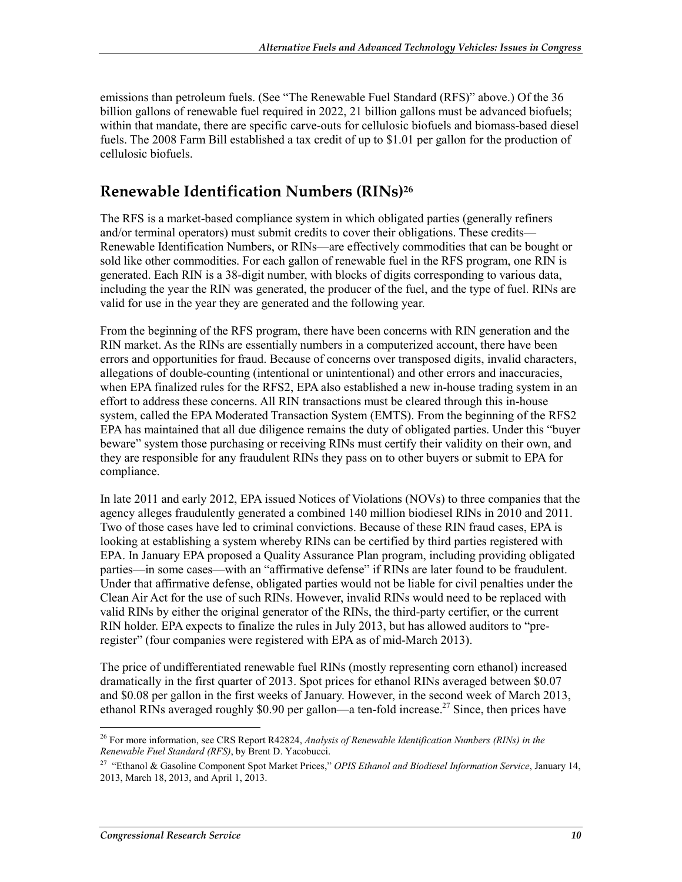emissions than petroleum fuels. (See "The Renewable Fuel Standard (RFS)" above.) Of the 36 billion gallons of renewable fuel required in 2022, 21 billion gallons must be advanced biofuels; within that mandate, there are specific carve-outs for cellulosic biofuels and biomass-based diesel fuels. The 2008 Farm Bill established a tax credit of up to $1.01 per gallon for the production of cellulosic biofuels.

## Renewable Identification Numbers (RINs)[26]

The RFS is a market-based compliance system in which obligated parties (generally refiners and/or terminal operators) must submit credits to cover their obligations. These credits—Renewable Identification Numbers, or RINs—are effectively commodities that can be bought or sold like other commodities. For each gallon of renewable fuel in the RFS program, one RIN is generated. Each RIN is a 38-digit number, with blocks of digits corresponding to various data, including the year the RIN was generated, the producer of the fuel, and the type of fuel. RINs are valid for use in the year they are generated and the following year.

From the beginning of the RFS program, there have been concerns with RIN generation and the RIN market. As the RINs are essentially numbers in a computerized account, there have been errors and opportunities for fraud. Because of concerns over transposed digits, invalid characters, allegations of double-counting (intentional or unintentional) and other errors and inaccuracies, when EPA finalized rules for the RFS2, EPA also established a new in-house trading system in an effort to address these concerns. All RIN transactions must be cleared through this in-house system, called the EPA Moderated Transaction System (EMTS). From the beginning of the RFS2 EPA has maintained that all due diligence remains the duty of obligated parties. Under this "buyer beware" system those purchasing or receiving RINs must certify their validity on their own, and they are responsible for any fraudulent RINs they pass on to other buyers or submit to EPA for compliance.

In late 2011 and early 2012, EPA issued Notices of Violations (NOVs) to three companies that the agency alleges fraudulently generated a combined 140 million biodiesel RINs in 2010 and 2011. Two of those cases have led to criminal convictions. Because of these RIN fraud cases, EPA is looking at establishing a system whereby RINs can be certified by third parties registered with EPA. In January EPA proposed a Quality Assurance Plan program, including providing obligated parties—in some cases—with an "affirmative defense" if RINs are later found to be fraudulent. Under that affirmative defense, obligated parties would not be liable for civil penalties under the Clean Air Act for the use of such RINs. However, invalid RINs would need to be replaced with valid RINs by either the original generator of the RINs, the third-party certifier, or the current RIN holder. EPA expects to finalize the rules in July 2013, but has allowed auditors to "pre-register" (four companies were registered with EPA as of mid-March 2013).

The price of undifferentiated renewable fuel RINs (mostly representing corn ethanol) increased dramatically in the first quarter of 2013. Spot prices for ethanol RINs averaged between $0.07 and $0.08 per gallon in the first weeks of January. However, in the second week of March 2013, ethanol RINs averaged roughly $0.90 per gallon—a ten-fold increase.[27] Since, then prices have

---

[26] For more information, see CRS Report R42824, *Analysis of Renewable Identification Numbers (RINs) in the Renewable Fuel Standard (RFS)*, by Brent D. Yacobucci.

[27] "Ethanol & Gasoline Component Spot Market Prices," *OPIS Ethanol and Biodiesel Information Service*, January 14, 2013, March 18, 2013, and April 1, 2013.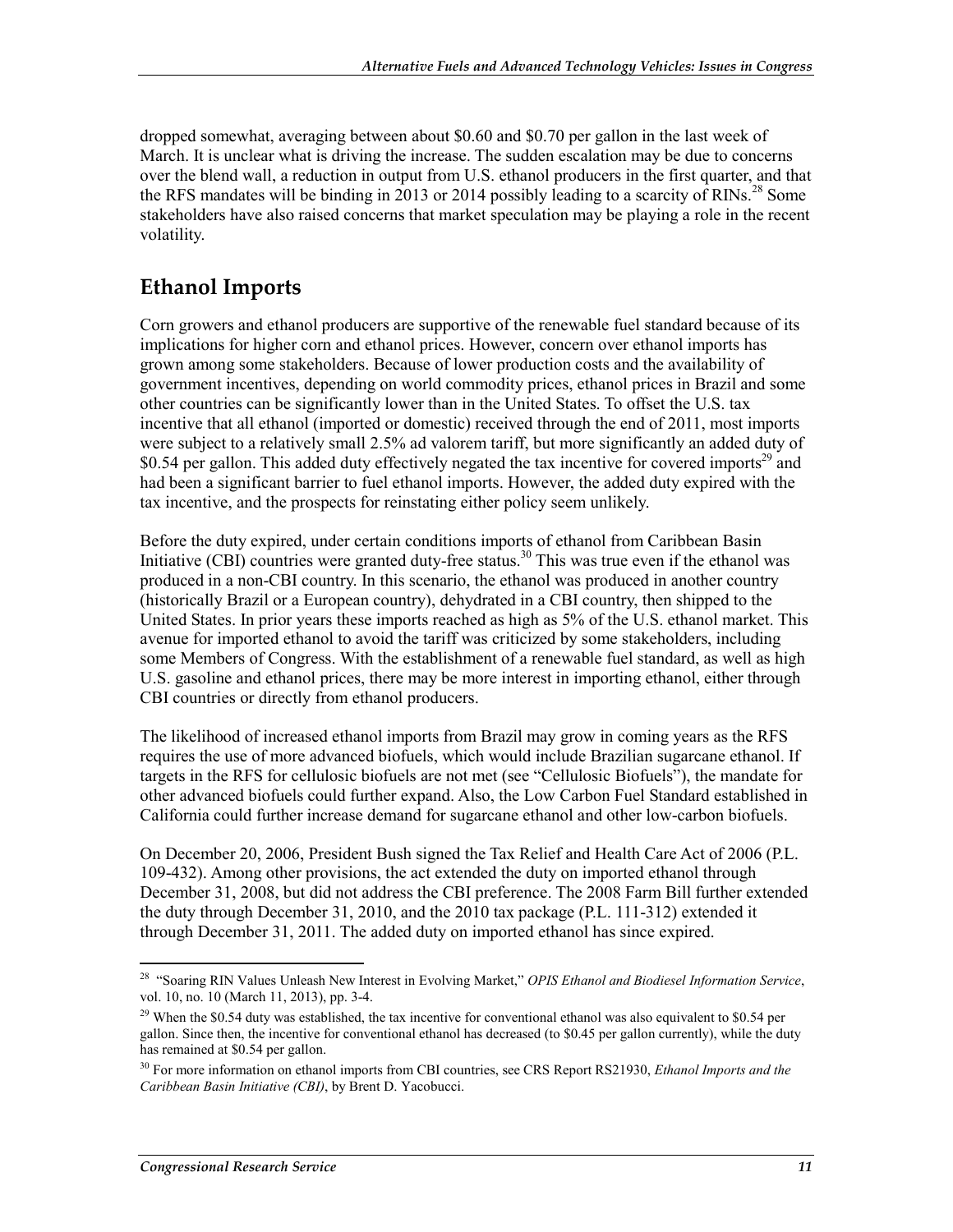dropped somewhat, averaging between about $0.60 and $0.70 per gallon in the last week of March. It is unclear what is driving the increase. The sudden escalation may be due to concerns over the blend wall, a reduction in output from U.S. ethanol producers in the first quarter, and that the RFS mandates will be binding in 2013 or 2014 possibly leading to a scarcity of RINs.[28] Some stakeholders have also raised concerns that market speculation may be playing a role in the recent volatility.

## Ethanol Imports

Corn growers and ethanol producers are supportive of the renewable fuel standard because of its implications for higher corn and ethanol prices. However, concern over ethanol imports has grown among some stakeholders. Because of lower production costs and the availability of government incentives, depending on world commodity prices, ethanol prices in Brazil and some other countries can be significantly lower than in the United States. To offset the U.S. tax incentive that all ethanol (imported or domestic) received through the end of 2011, most imports were subject to a relatively small 2.5% ad valorem tariff, but more significantly an added duty of $0.54 per gallon. This added duty effectively negated the tax incentive for covered imports[29] and had been a significant barrier to fuel ethanol imports. However, the added duty expired with the tax incentive, and the prospects for reinstating either policy seem unlikely.

Before the duty expired, under certain conditions imports of ethanol from Caribbean Basin Initiative (CBI) countries were granted duty-free status.[30] This was true even if the ethanol was produced in a non-CBI country. In this scenario, the ethanol was produced in another country (historically Brazil or a European country), dehydrated in a CBI country, then shipped to the United States. In prior years these imports reached as high as 5% of the U.S. ethanol market. This avenue for imported ethanol to avoid the tariff was criticized by some stakeholders, including some Members of Congress. With the establishment of a renewable fuel standard, as well as high U.S. gasoline and ethanol prices, there may be more interest in importing ethanol, either through CBI countries or directly from ethanol producers.

The likelihood of increased ethanol imports from Brazil may grow in coming years as the RFS requires the use of more advanced biofuels, which would include Brazilian sugarcane ethanol. If targets in the RFS for cellulosic biofuels are not met (see "Cellulosic Biofuels"), the mandate for other advanced biofuels could further expand. Also, the Low Carbon Fuel Standard established in California could further increase demand for sugarcane ethanol and other low-carbon biofuels.

On December 20, 2006, President Bush signed the Tax Relief and Health Care Act of 2006 (P.L. 109-432). Among other provisions, the act extended the duty on imported ethanol through December 31, 2008, but did not address the CBI preference. The 2008 Farm Bill further extended the duty through December 31, 2010, and the 2010 tax package (P.L. 111-312) extended it through December 31, 2011. The added duty on imported ethanol has since expired.

---

[28] "Soaring RIN Values Unleash New Interest in Evolving Market," *OPIS Ethanol and Biodiesel Information Service*, vol. 10, no. 10 (March 11, 2013), pp. 3-4.

[29] When the $0.54 duty was established, the tax incentive for conventional ethanol was also equivalent to $0.54 per gallon. Since then, the incentive for conventional ethanol has decreased (to $0.45 per gallon currently), while the duty has remained at $0.54 per gallon.

[30] For more information on ethanol imports from CBI countries, see CRS Report RS21930, *Ethanol Imports and the Caribbean Basin Initiative (CBI)*, by Brent D. Yacobucci.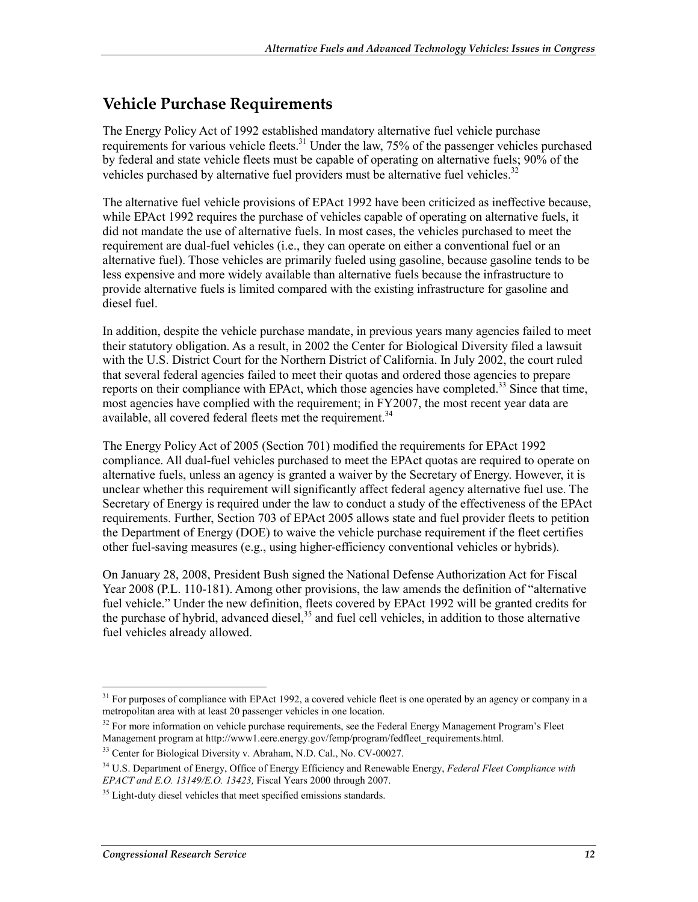## Vehicle Purchase Requirements

The Energy Policy Act of 1992 established mandatory alternative fuel vehicle purchase requirements for various vehicle fleets.[31] Under the law, 75% of the passenger vehicles purchased by federal and state vehicle fleets must be capable of operating on alternative fuels; 90% of the vehicles purchased by alternative fuel providers must be alternative fuel vehicles.[32]

The alternative fuel vehicle provisions of EPAct 1992 have been criticized as ineffective because, while EPAct 1992 requires the purchase of vehicles capable of operating on alternative fuels, it did not mandate the use of alternative fuels. In most cases, the vehicles purchased to meet the requirement are dual-fuel vehicles (i.e., they can operate on either a conventional fuel or an alternative fuel). Those vehicles are primarily fueled using gasoline, because gasoline tends to be less expensive and more widely available than alternative fuels because the infrastructure to provide alternative fuels is limited compared with the existing infrastructure for gasoline and diesel fuel.

In addition, despite the vehicle purchase mandate, in previous years many agencies failed to meet their statutory obligation. As a result, in 2002 the Center for Biological Diversity filed a lawsuit with the U.S. District Court for the Northern District of California. In July 2002, the court ruled that several federal agencies failed to meet their quotas and ordered those agencies to prepare reports on their compliance with EPAct, which those agencies have completed.[33] Since that time, most agencies have complied with the requirement; in FY2007, the most recent year data are available, all covered federal fleets met the requirement.[34]

The Energy Policy Act of 2005 (Section 701) modified the requirements for EPAct 1992 compliance. All dual-fuel vehicles purchased to meet the EPAct quotas are required to operate on alternative fuels, unless an agency is granted a waiver by the Secretary of Energy. However, it is unclear whether this requirement will significantly affect federal agency alternative fuel use. The Secretary of Energy is required under the law to conduct a study of the effectiveness of the EPAct requirements. Further, Section 703 of EPAct 2005 allows state and fuel provider fleets to petition the Department of Energy (DOE) to waive the vehicle purchase requirement if the fleet certifies other fuel-saving measures (e.g., using higher-efficiency conventional vehicles or hybrids).

On January 28, 2008, President Bush signed the National Defense Authorization Act for Fiscal Year 2008 (P.L. 110-181). Among other provisions, the law amends the definition of "alternative fuel vehicle." Under the new definition, fleets covered by EPAct 1992 will be granted credits for the purchase of hybrid, advanced diesel,[35] and fuel cell vehicles, in addition to those alternative fuel vehicles already allowed.

---

[31] For purposes of compliance with EPAct 1992, a covered vehicle fleet is one operated by an agency or company in a metropolitan area with at least 20 passenger vehicles in one location.

[32] For more information on vehicle purchase requirements, see the Federal Energy Management Program's Fleet Management program at http://www1.eere.energy.gov/femp/program/fedfleet_requirements.html.

[33] Center for Biological Diversity v. Abraham, N.D. Cal., No. CV-00027.

[34] U.S. Department of Energy, Office of Energy Efficiency and Renewable Energy, *Federal Fleet Compliance with EPACT and E.O. 13149/E.O. 13423,* Fiscal Years 2000 through 2007.

[35] Light-duty diesel vehicles that meet specified emissions standards.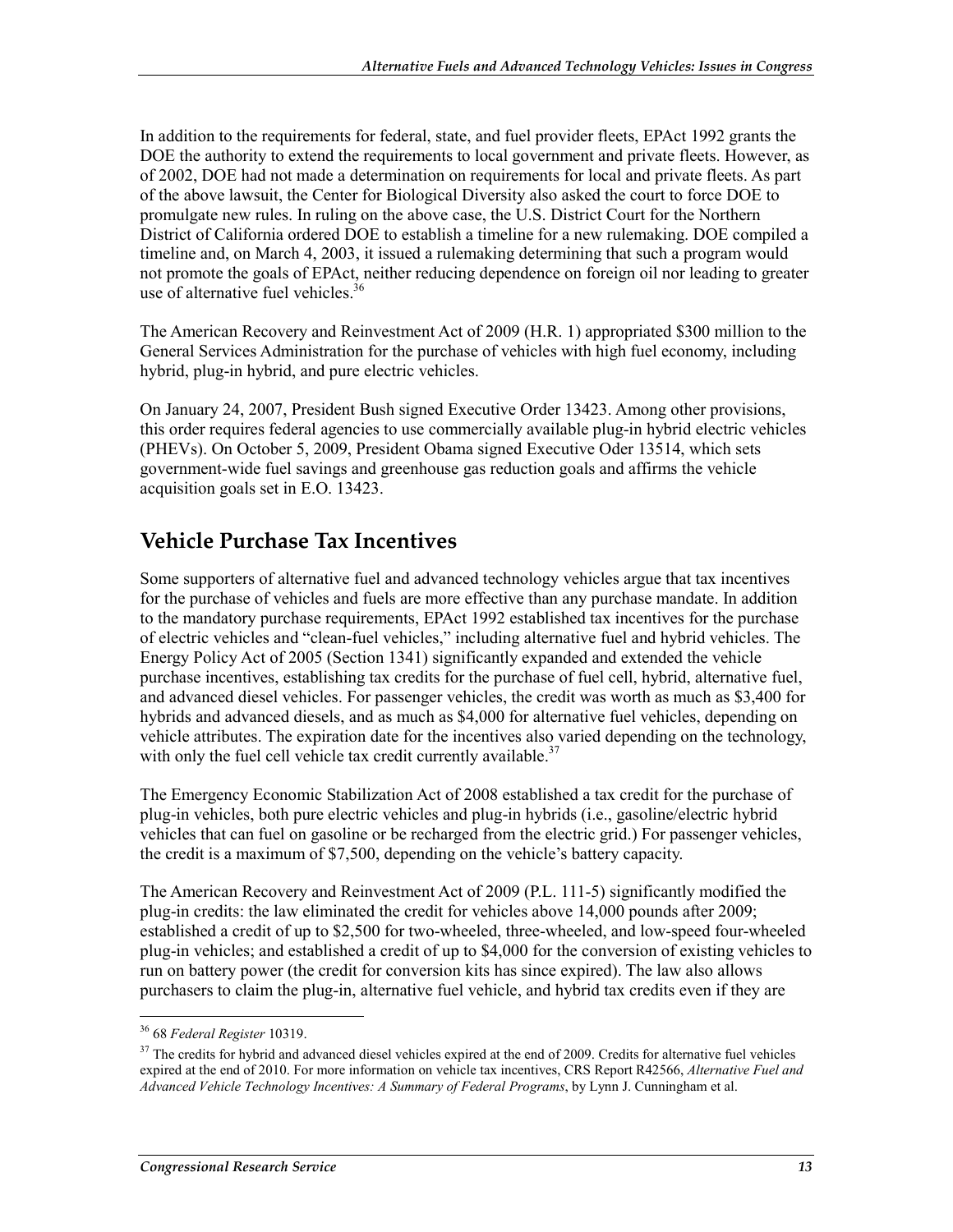In addition to the requirements for federal, state, and fuel provider fleets, EPAct 1992 grants the DOE the authority to extend the requirements to local government and private fleets. However, as of 2002, DOE had not made a determination on requirements for local and private fleets. As part of the above lawsuit, the Center for Biological Diversity also asked the court to force DOE to promulgate new rules. In ruling on the above case, the U.S. District Court for the Northern District of California ordered DOE to establish a timeline for a new rulemaking. DOE compiled a timeline and, on March 4, 2003, it issued a rulemaking determining that such a program would not promote the goals of EPAct, neither reducing dependence on foreign oil nor leading to greater use of alternative fuel vehicles.[36]

The American Recovery and Reinvestment Act of 2009 (H.R. 1) appropriated $300 million to the General Services Administration for the purchase of vehicles with high fuel economy, including hybrid, plug-in hybrid, and pure electric vehicles.

On January 24, 2007, President Bush signed Executive Order 13423. Among other provisions, this order requires federal agencies to use commercially available plug-in hybrid electric vehicles (PHEVs). On October 5, 2009, President Obama signed Executive Oder 13514, which sets government-wide fuel savings and greenhouse gas reduction goals and affirms the vehicle acquisition goals set in E.O. 13423.

## Vehicle Purchase Tax Incentives

Some supporters of alternative fuel and advanced technology vehicles argue that tax incentives for the purchase of vehicles and fuels are more effective than any purchase mandate. In addition to the mandatory purchase requirements, EPAct 1992 established tax incentives for the purchase of electric vehicles and "clean-fuel vehicles," including alternative fuel and hybrid vehicles. The Energy Policy Act of 2005 (Section 1341) significantly expanded and extended the vehicle purchase incentives, establishing tax credits for the purchase of fuel cell, hybrid, alternative fuel, and advanced diesel vehicles. For passenger vehicles, the credit was worth as much as $3,400 for hybrids and advanced diesels, and as much as $4,000 for alternative fuel vehicles, depending on vehicle attributes. The expiration date for the incentives also varied depending on the technology, with only the fuel cell vehicle tax credit currently available.[37]

The Emergency Economic Stabilization Act of 2008 established a tax credit for the purchase of plug-in vehicles, both pure electric vehicles and plug-in hybrids (i.e., gasoline/electric hybrid vehicles that can fuel on gasoline or be recharged from the electric grid.) For passenger vehicles, the credit is a maximum of $7,500, depending on the vehicle's battery capacity.

The American Recovery and Reinvestment Act of 2009 (P.L. 111-5) significantly modified the plug-in credits: the law eliminated the credit for vehicles above 14,000 pounds after 2009; established a credit of up to $2,500 for two-wheeled, three-wheeled, and low-speed four-wheeled plug-in vehicles; and established a credit of up to $4,000 for the conversion of existing vehicles to run on battery power (the credit for conversion kits has since expired). The law also allows purchasers to claim the plug-in, alternative fuel vehicle, and hybrid tax credits even if they are

---

[36] 68 *Federal Register* 10319.

[37] The credits for hybrid and advanced diesel vehicles expired at the end of 2009. Credits for alternative fuel vehicles expired at the end of 2010. For more information on vehicle tax incentives, CRS Report R42566, *Alternative Fuel and Advanced Vehicle Technology Incentives: A Summary of Federal Programs*, by Lynn J. Cunningham et al.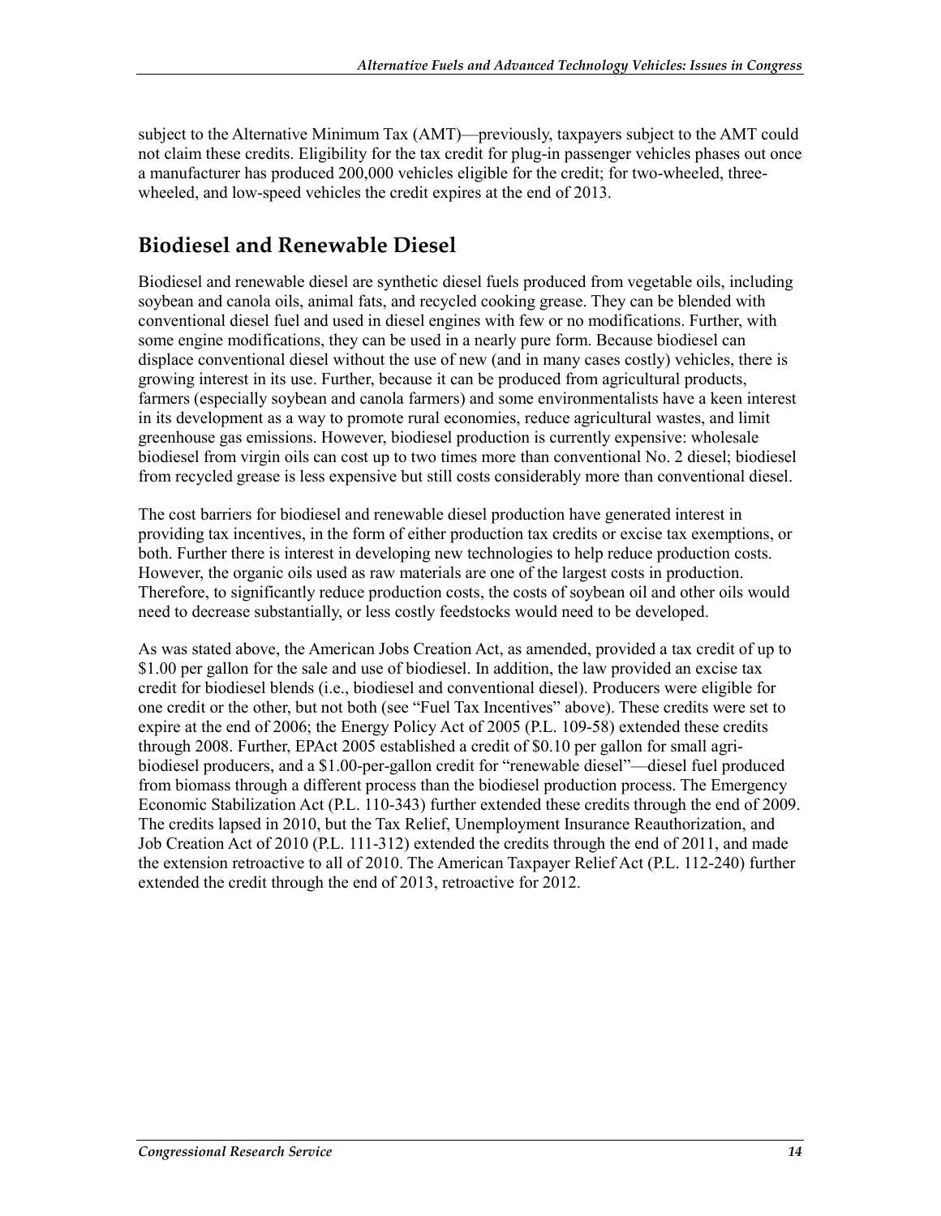subject to the Alternative Minimum Tax (AMT)—previously, taxpayers subject to the AMT could not claim these credits. Eligibility for the tax credit for plug-in passenger vehicles phases out once a manufacturer has produced 200,000 vehicles eligible for the credit; for two-wheeled, three-wheeled, and low-speed vehicles the credit expires at the end of 2013.

## Biodiesel and Renewable Diesel

Biodiesel and renewable diesel are synthetic diesel fuels produced from vegetable oils, including soybean and canola oils, animal fats, and recycled cooking grease. They can be blended with conventional diesel fuel and used in diesel engines with few or no modifications. Further, with some engine modifications, they can be used in a nearly pure form. Because biodiesel can displace conventional diesel without the use of new (and in many cases costly) vehicles, there is growing interest in its use. Further, because it can be produced from agricultural products, farmers (especially soybean and canola farmers) and some environmentalists have a keen interest in its development as a way to promote rural economies, reduce agricultural wastes, and limit greenhouse gas emissions. However, biodiesel production is currently expensive: wholesale biodiesel from virgin oils can cost up to two times more than conventional No. 2 diesel; biodiesel from recycled grease is less expensive but still costs considerably more than conventional diesel.

The cost barriers for biodiesel and renewable diesel production have generated interest in providing tax incentives, in the form of either production tax credits or excise tax exemptions, or both. Further there is interest in developing new technologies to help reduce production costs. However, the organic oils used as raw materials are one of the largest costs in production. Therefore, to significantly reduce production costs, the costs of soybean oil and other oils would need to decrease substantially, or less costly feedstocks would need to be developed.

As was stated above, the American Jobs Creation Act, as amended, provided a tax credit of up to $1.00 per gallon for the sale and use of biodiesel. In addition, the law provided an excise tax credit for biodiesel blends (i.e., biodiesel and conventional diesel). Producers were eligible for one credit or the other, but not both (see "Fuel Tax Incentives" above). These credits were set to expire at the end of 2006; the Energy Policy Act of 2005 (P.L. 109-58) extended these credits through 2008. Further, EPAct 2005 established a credit of $0.10 per gallon for small agri-biodiesel producers, and a $1.00-per-gallon credit for "renewable diesel"—diesel fuel produced from biomass through a different process than the biodiesel production process. The Emergency Economic Stabilization Act (P.L. 110-343) further extended these credits through the end of 2009. The credits lapsed in 2010, but the Tax Relief, Unemployment Insurance Reauthorization, and Job Creation Act of 2010 (P.L. 111-312) extended the credits through the end of 2011, and made the extension retroactive to all of 2010. The American Taxpayer Relief Act (P.L. 112-240) further extended the credit through the end of 2013, retroactive for 2012.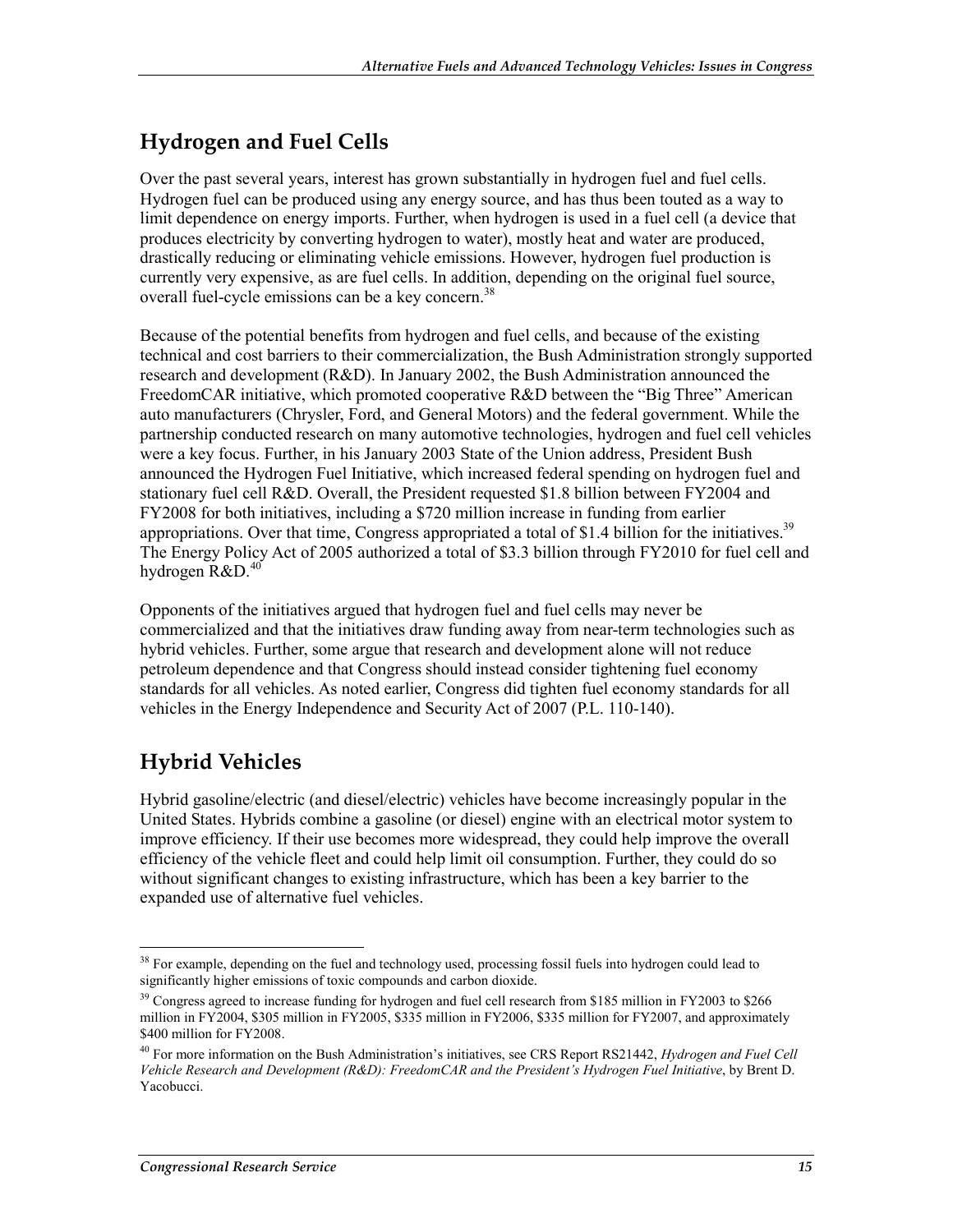## Hydrogen and Fuel Cells

Over the past several years, interest has grown substantially in hydrogen fuel and fuel cells. Hydrogen fuel can be produced using any energy source, and has thus been touted as a way to limit dependence on energy imports. Further, when hydrogen is used in a fuel cell (a device that produces electricity by converting hydrogen to water), mostly heat and water are produced, drastically reducing or eliminating vehicle emissions. However, hydrogen fuel production is currently very expensive, as are fuel cells. In addition, depending on the original fuel source, overall fuel-cycle emissions can be a key concern.[38]

Because of the potential benefits from hydrogen and fuel cells, and because of the existing technical and cost barriers to their commercialization, the Bush Administration strongly supported research and development (R&D). In January 2002, the Bush Administration announced the FreedomCAR initiative, which promoted cooperative R&D between the "Big Three" American auto manufacturers (Chrysler, Ford, and General Motors) and the federal government. While the partnership conducted research on many automotive technologies, hydrogen and fuel cell vehicles were a key focus. Further, in his January 2003 State of the Union address, President Bush announced the Hydrogen Fuel Initiative, which increased federal spending on hydrogen fuel and stationary fuel cell R&D. Overall, the President requested $1.8 billion between FY2004 and FY2008 for both initiatives, including a $720 million increase in funding from earlier appropriations. Over that time, Congress appropriated a total of $1.4 billion for the initiatives.[39] The Energy Policy Act of 2005 authorized a total of $3.3 billion through FY2010 for fuel cell and hydrogen R&D.[40]

Opponents of the initiatives argued that hydrogen fuel and fuel cells may never be commercialized and that the initiatives draw funding away from near-term technologies such as hybrid vehicles. Further, some argue that research and development alone will not reduce petroleum dependence and that Congress should instead consider tightening fuel economy standards for all vehicles. As noted earlier, Congress did tighten fuel economy standards for all vehicles in the Energy Independence and Security Act of 2007 (P.L. 110-140).

## Hybrid Vehicles

Hybrid gasoline/electric (and diesel/electric) vehicles have become increasingly popular in the United States. Hybrids combine a gasoline (or diesel) engine with an electrical motor system to improve efficiency. If their use becomes more widespread, they could help improve the overall efficiency of the vehicle fleet and could help limit oil consumption. Further, they could do so without significant changes to existing infrastructure, which has been a key barrier to the expanded use of alternative fuel vehicles.

---

[38] For example, depending on the fuel and technology used, processing fossil fuels into hydrogen could lead to significantly higher emissions of toxic compounds and carbon dioxide.

[39] Congress agreed to increase funding for hydrogen and fuel cell research from $185 million in FY2003 to $266 million in FY2004, $305 million in FY2005, $335 million in FY2006, $335 million for FY2007, and approximately $400 million for FY2008.

[40] For more information on the Bush Administration's initiatives, see CRS Report RS21442, *Hydrogen and Fuel Cell Vehicle Research and Development (R&D): FreedomCAR and the President's Hydrogen Fuel Initiative*, by Brent D. Yacobucci.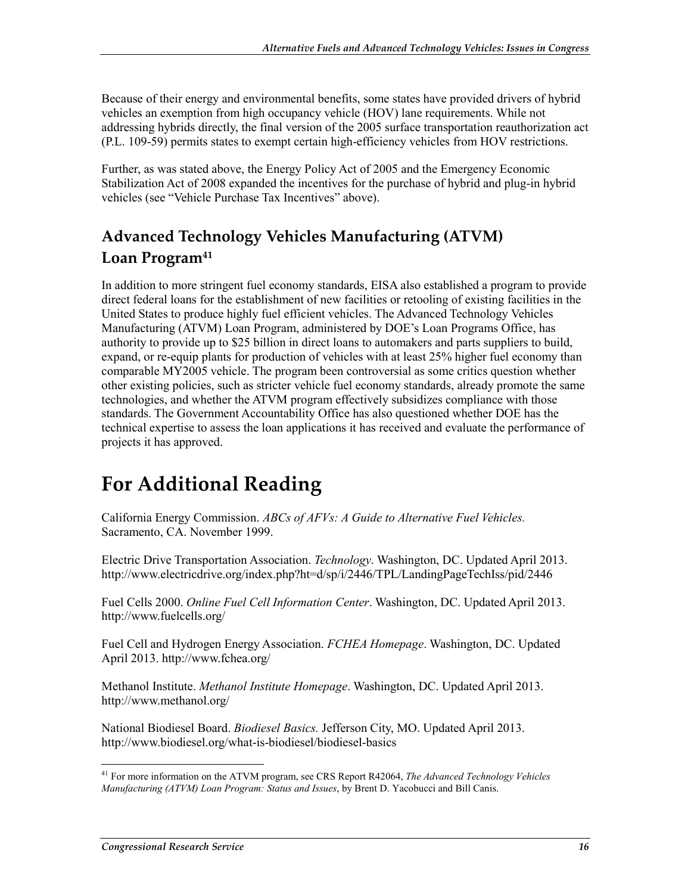Because of their energy and environmental benefits, some states have provided drivers of hybrid vehicles an exemption from high occupancy vehicle (HOV) lane requirements. While not addressing hybrids directly, the final version of the 2005 surface transportation reauthorization act (P.L. 109-59) permits states to exempt certain high-efficiency vehicles from HOV restrictions.

Further, as was stated above, the Energy Policy Act of 2005 and the Emergency Economic Stabilization Act of 2008 expanded the incentives for the purchase of hybrid and plug-in hybrid vehicles (see "Vehicle Purchase Tax Incentives" above).

## Advanced Technology Vehicles Manufacturing (ATVM) Loan Program[41]

In addition to more stringent fuel economy standards, EISA also established a program to provide direct federal loans for the establishment of new facilities or retooling of existing facilities in the United States to produce highly fuel efficient vehicles. The Advanced Technology Vehicles Manufacturing (ATVM) Loan Program, administered by DOE's Loan Programs Office, has authority to provide up to $25 billion in direct loans to automakers and parts suppliers to build, expand, or re-equip plants for production of vehicles with at least 25% higher fuel economy than comparable MY2005 vehicle. The program been controversial as some critics question whether other existing policies, such as stricter vehicle fuel economy standards, already promote the same technologies, and whether the ATVM program effectively subsidizes compliance with those standards. The Government Accountability Office has also questioned whether DOE has the technical expertise to assess the loan applications it has received and evaluate the performance of projects it has approved.

# For Additional Reading

California Energy Commission. *ABCs of AFVs: A Guide to Alternative Fuel Vehicles.* Sacramento, CA. November 1999.

Electric Drive Transportation Association. *Technology*. Washington, DC. Updated April 2013. http://www.electricdrive.org/index.php?ht=d/sp/i/2446/TPL/LandingPageTechIss/pid/2446

Fuel Cells 2000. *Online Fuel Cell Information Center*. Washington, DC. Updated April 2013. http://www.fuelcells.org/

Fuel Cell and Hydrogen Energy Association. *FCHEA Homepage*. Washington, DC. Updated April 2013. http://www.fchea.org/

Methanol Institute. *Methanol Institute Homepage*. Washington, DC. Updated April 2013. http://www.methanol.org/

National Biodiesel Board. *Biodiesel Basics.* Jefferson City, MO. Updated April 2013. http://www.biodiesel.org/what-is-biodiesel/biodiesel-basics

---

[41] For more information on the ATVM program, see CRS Report R42064, *The Advanced Technology Vehicles Manufacturing (ATVM) Loan Program: Status and Issues*, by Brent D. Yacobucci and Bill Canis.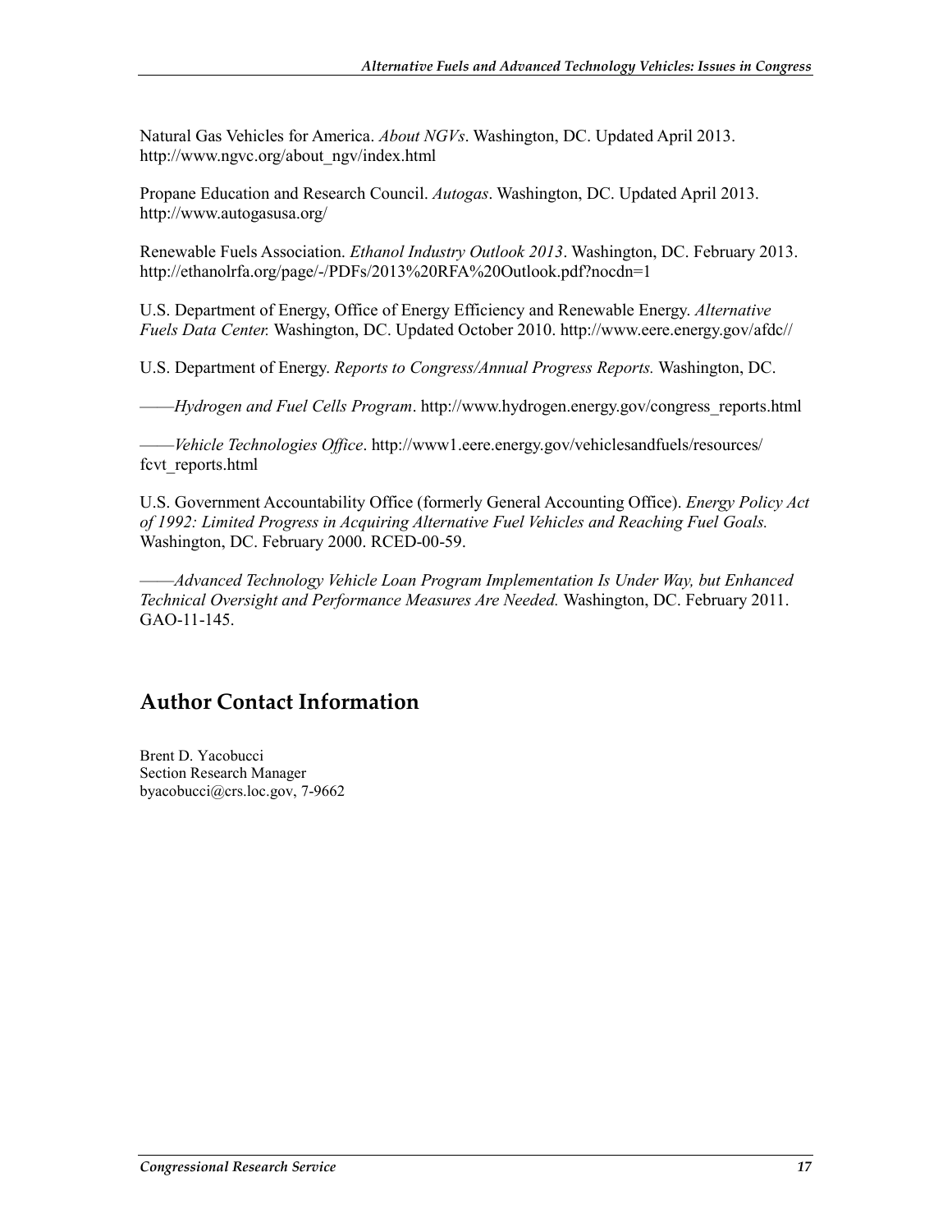Natural Gas Vehicles for America. *About NGVs*. Washington, DC. Updated April 2013. http://www.ngvc.org/about_ngv/index.html

Propane Education and Research Council. *Autogas*. Washington, DC. Updated April 2013. http://www.autogasusa.org/

Renewable Fuels Association. *Ethanol Industry Outlook 2013*. Washington, DC. February 2013. http://ethanolrfa.org/page/-/PDFs/2013%20RFA%20Outlook.pdf?nocdn=1

U.S. Department of Energy, Office of Energy Efficiency and Renewable Energy. *Alternative Fuels Data Center.* Washington, DC. Updated October 2010. http://www.eere.energy.gov/afdc//

U.S. Department of Energy. *Reports to Congress/Annual Progress Reports.* Washington, DC.

——*Hydrogen and Fuel Cells Program*. http://www.hydrogen.energy.gov/congress_reports.html

——*Vehicle Technologies Office*. http://www1.eere.energy.gov/vehiclesandfuels/resources/fcvt_reports.html

U.S. Government Accountability Office (formerly General Accounting Office). *Energy Policy Act of 1992: Limited Progress in Acquiring Alternative Fuel Vehicles and Reaching Fuel Goals.* Washington, DC. February 2000. RCED-00-59.

——*Advanced Technology Vehicle Loan Program Implementation Is Under Way, but Enhanced Technical Oversight and Performance Measures Are Needed.* Washington, DC. February 2011. GAO-11-145.

## Author Contact Information

Brent D. Yacobucci
Section Research Manager
byacobucci@crs.loc.gov, 7-9662